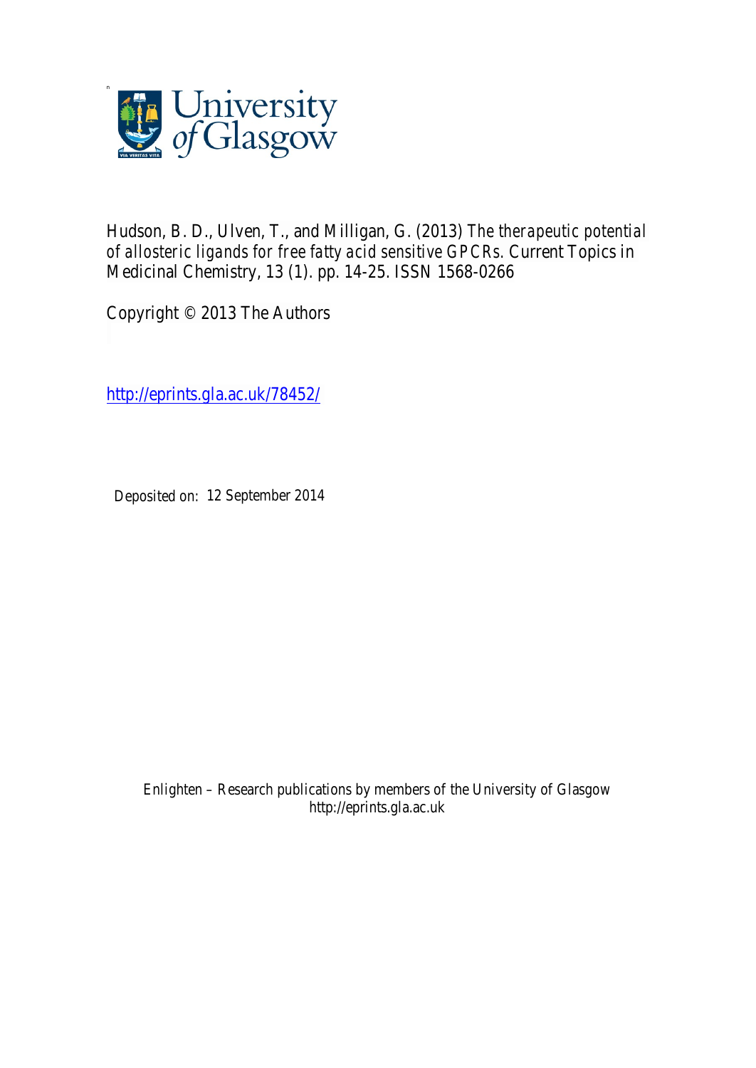Hudson, B. D., Ulven, T., and Milligan, G. (2013) *The therapeutic potential of allosteric ligands for free fatty acid sensitive GPCRs.* Current Topics in Medicinal Chemistry, 13 (1). pp. 14-25. ISSN 1568-0266

Copyright © 2013 The Authors

http://eprints.gla.ac.uk/78452/

Deposited on: 12 September 2014

Enlighten – Research publications by members of the University of Glasgow
http://eprints.gla.ac.uk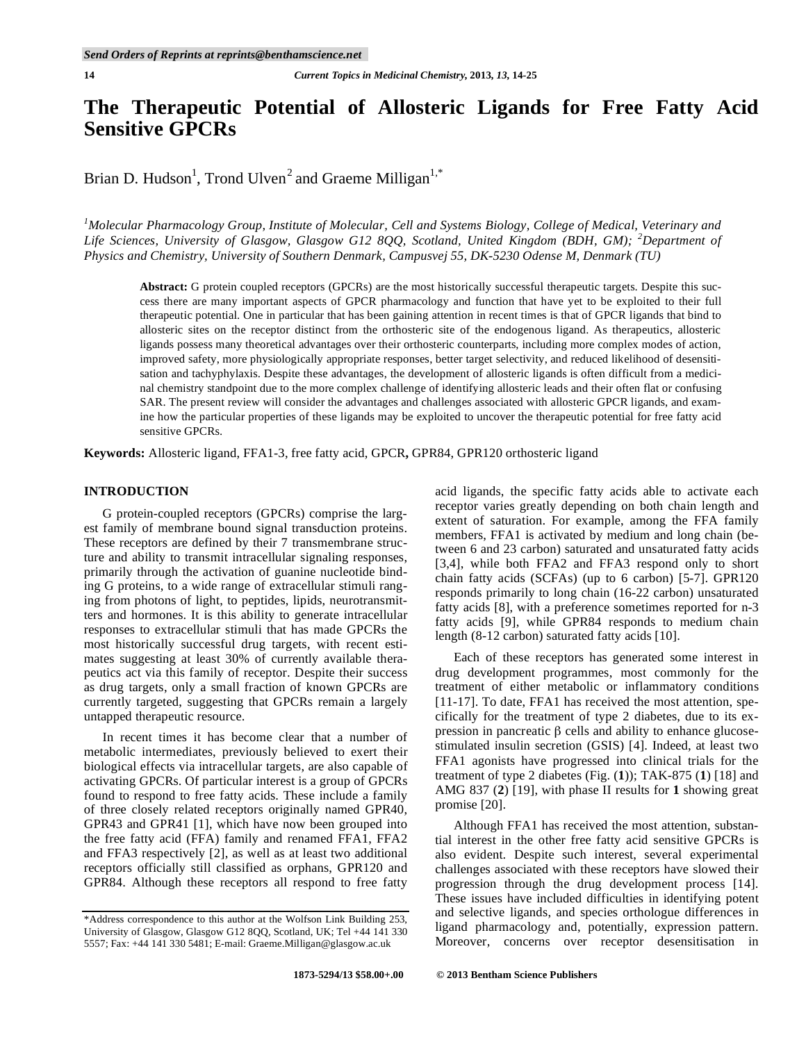# The Therapeutic Potential of Allosteric Ligands for Free Fatty Acid Sensitive GPCRs

Brian D. Hudson[1], Trond Ulven[2] and Graeme Milligan[1,*]

[1]Molecular Pharmacology Group, Institute of Molecular, Cell and Systems Biology, College of Medical, Veterinary and Life Sciences, University of Glasgow, Glasgow G12 8QQ, Scotland, United Kingdom (BDH, GM); [2]Department of Physics and Chemistry, University of Southern Denmark, Campusvej 55, DK-5230 Odense M, Denmark (TU)

**Abstract:** G protein coupled receptors (GPCRs) are the most historically successful therapeutic targets. Despite this success there are many important aspects of GPCR pharmacology and function that have yet to be exploited to their full therapeutic potential. One in particular that has been gaining attention in recent times is that of GPCR ligands that bind to allosteric sites on the receptor distinct from the orthosteric site of the endogenous ligand. As therapeutics, allosteric ligands possess many theoretical advantages over their orthosteric counterparts, including more complex modes of action, improved safety, more physiologically appropriate responses, better target selectivity, and reduced likelihood of desensitisation and tachyphylaxis. Despite these advantages, the development of allosteric ligands is often difficult from a medicinal chemistry standpoint due to the more complex challenge of identifying allosteric leads and their often flat or confusing SAR. The present review will consider the advantages and challenges associated with allosteric GPCR ligands, and examine how the particular properties of these ligands may be exploited to uncover the therapeutic potential for free fatty acid sensitive GPCRs.

**Keywords:** Allosteric ligand, FFA1-3, free fatty acid, GPCR**,** GPR84, GPR120 orthosteric ligand

## INTRODUCTION

G protein-coupled receptors (GPCRs) comprise the largest family of membrane bound signal transduction proteins. These receptors are defined by their 7 transmembrane structure and ability to transmit intracellular signaling responses, primarily through the activation of guanine nucleotide binding G proteins, to a wide range of extracellular stimuli ranging from photons of light, to peptides, lipids, neurotransmitters and hormones. It is this ability to generate intracellular responses to extracellular stimuli that has made GPCRs the most historically successful drug targets, with recent estimates suggesting at least 30% of currently available therapeutics act via this family of receptor. Despite their success as drug targets, only a small fraction of known GPCRs are currently targeted, suggesting that GPCRs remain a largely untapped therapeutic resource.

In recent times it has become clear that a number of metabolic intermediates, previously believed to exert their biological effects via intracellular targets, are also capable of activating GPCRs. Of particular interest is a group of GPCRs found to respond to free fatty acids. These include a family of three closely related receptors originally named GPR40, GPR43 and GPR41 [1], which have now been grouped into the free fatty acid (FFA) family and renamed FFA1, FFA2 and FFA3 respectively [2], as well as at least two additional receptors officially still classified as orphans, GPR120 and GPR84. Although these receptors all respond to free fatty acid ligands, the specific fatty acids able to activate each receptor varies greatly depending on both chain length and extent of saturation. For example, among the FFA family members, FFA1 is activated by medium and long chain (between 6 and 23 carbon) saturated and unsaturated fatty acids [3,4], while both FFA2 and FFA3 respond only to short chain fatty acids (SCFAs) (up to 6 carbon) [5-7]. GPR120 responds primarily to long chain (16-22 carbon) unsaturated fatty acids [8], with a preference sometimes reported for n-3 fatty acids [9], while GPR84 responds to medium chain length (8-12 carbon) saturated fatty acids [10].

Each of these receptors has generated some interest in drug development programmes, most commonly for the treatment of either metabolic or inflammatory conditions [11-17]. To date, FFA1 has received the most attention, specifically for the treatment of type 2 diabetes, due to its expression in pancreatic β cells and ability to enhance glucose-stimulated insulin secretion (GSIS) [4]. Indeed, at least two FFA1 agonists have progressed into clinical trials for the treatment of type 2 diabetes (Fig. (**1**)); TAK-875 (**1**) [18] and AMG 837 (**2**) [19], with phase II results for **1** showing great promise [20].

Although FFA1 has received the most attention, substantial interest in the other free fatty acid sensitive GPCRs is also evident. Despite such interest, several experimental challenges associated with these receptors have slowed their progression through the drug development process [14]. These issues have included difficulties in identifying potent and selective ligands, and species orthologue differences in ligand pharmacology and, potentially, expression pattern. Moreover, concerns over receptor desensitisation in

*Address correspondence to this author at the Wolfson Link Building 253, University of Glasgow, Glasgow G12 8QQ, Scotland, UK; Tel +44 141 330 5557; Fax: +44 141 330 5481; E-mail: Graeme.Milligan@glasgow.ac.uk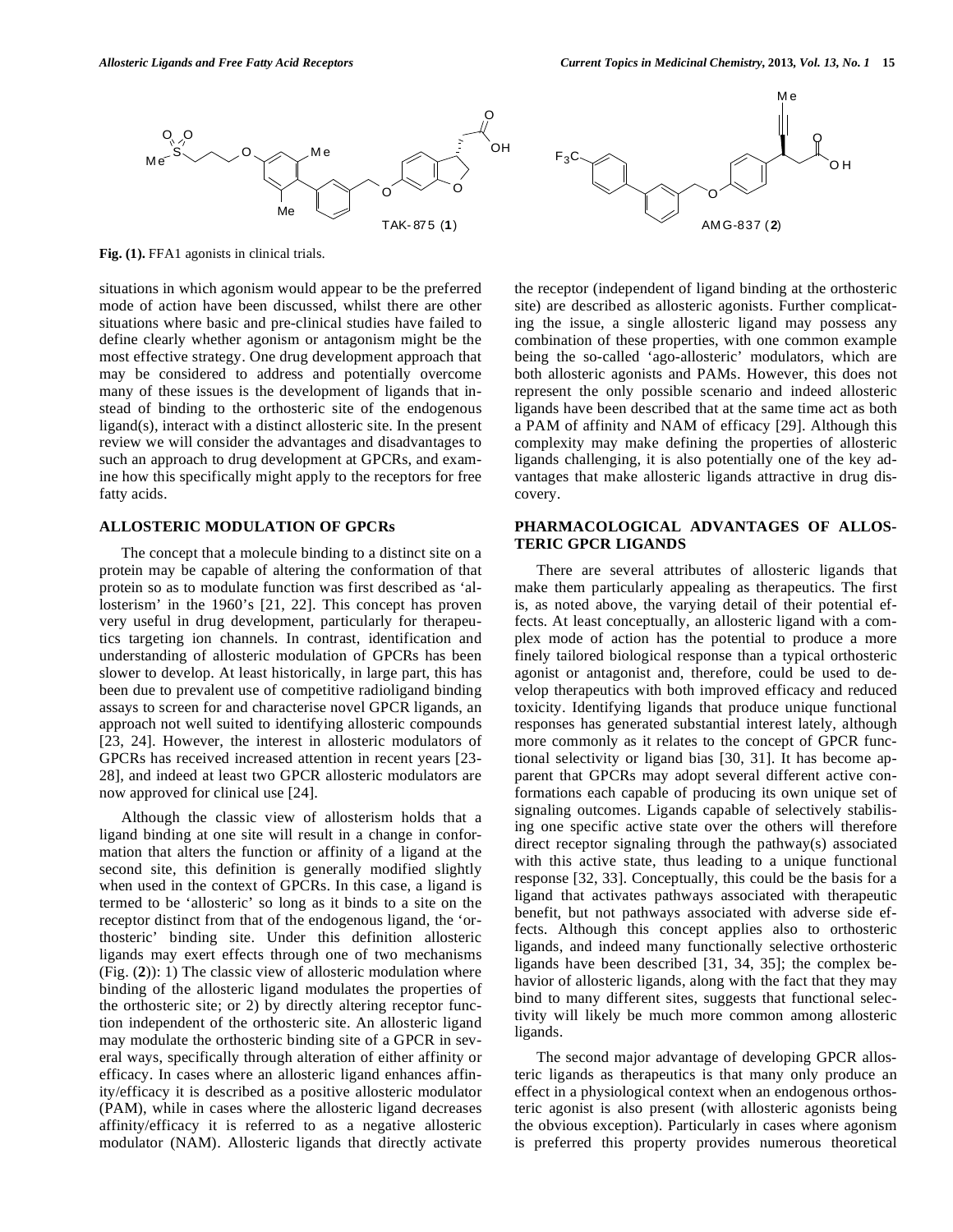TAK-875 (**1**)

AMG-837 (**2**)

**Fig. (1).** FFA1 agonists in clinical trials.

situations in which agonism would appear to be the preferred mode of action have been discussed, whilst there are other situations where basic and pre-clinical studies have failed to define clearly whether agonism or antagonism might be the most effective strategy. One drug development approach that may be considered to address and potentially overcome many of these issues is the development of ligands that instead of binding to the orthosteric site of the endogenous ligand(s), interact with a distinct allosteric site. In the present review we will consider the advantages and disadvantages to such an approach to drug development at GPCRs, and examine how this specifically might apply to the receptors for free fatty acids.

## ALLOSTERIC MODULATION OF GPCRs

The concept that a molecule binding to a distinct site on a protein may be capable of altering the conformation of that protein so as to modulate function was first described as 'allosterism' in the 1960's [21, 22]. This concept has proven very useful in drug development, particularly for therapeutics targeting ion channels. In contrast, identification and understanding of allosteric modulation of GPCRs has been slower to develop. At least historically, in large part, this has been due to prevalent use of competitive radioligand binding assays to screen for and characterise novel GPCR ligands, an approach not well suited to identifying allosteric compounds [23, 24]. However, the interest in allosteric modulators of GPCRs has received increased attention in recent years [23-28], and indeed at least two GPCR allosteric modulators are now approved for clinical use [24].

Although the classic view of allosterism holds that a ligand binding at one site will result in a change in conformation that alters the function or affinity of a ligand at the second site, this definition is generally modified slightly when used in the context of GPCRs. In this case, a ligand is termed to be 'allosteric' so long as it binds to a site on the receptor distinct from that of the endogenous ligand, the 'orthosteric' binding site. Under this definition allosteric ligands may exert effects through one of two mechanisms (Fig. (**2**)): 1) The classic view of allosteric modulation where binding of the allosteric ligand modulates the properties of the orthosteric site; or 2) by directly altering receptor function independent of the orthosteric site. An allosteric ligand may modulate the orthosteric binding site of a GPCR in several ways, specifically through alteration of either affinity or efficacy. In cases where an allosteric ligand enhances affinity/efficacy it is described as a positive allosteric modulator (PAM), while in cases where the allosteric ligand decreases affinity/efficacy it is referred to as a negative allosteric modulator (NAM). Allosteric ligands that directly activate the receptor (independent of ligand binding at the orthosteric site) are described as allosteric agonists. Further complicating the issue, a single allosteric ligand may possess any combination of these properties, with one common example being the so-called 'ago-allosteric' modulators, which are both allosteric agonists and PAMs. However, this does not represent the only possible scenario and indeed allosteric ligands have been described that at the same time act as both a PAM of affinity and NAM of efficacy [29]. Although this complexity may make defining the properties of allosteric ligands challenging, it is also potentially one of the key advantages that make allosteric ligands attractive in drug discovery.

## PHARMACOLOGICAL ADVANTAGES OF ALLOSTERIC GPCR LIGANDS

There are several attributes of allosteric ligands that make them particularly appealing as therapeutics. The first is, as noted above, the varying detail of their potential effects. At least conceptually, an allosteric ligand with a complex mode of action has the potential to produce a more finely tailored biological response than a typical orthosteric agonist or antagonist and, therefore, could be used to develop therapeutics with both improved efficacy and reduced toxicity. Identifying ligands that produce unique functional responses has generated substantial interest lately, although more commonly as it relates to the concept of GPCR functional selectivity or ligand bias [30, 31]. It has become apparent that GPCRs may adopt several different active conformations each capable of producing its own unique set of signaling outcomes. Ligands capable of selectively stabilising one specific active state over the others will therefore direct receptor signaling through the pathway(s) associated with this active state, thus leading to a unique functional response [32, 33]. Conceptually, this could be the basis for a ligand that activates pathways associated with therapeutic benefit, but not pathways associated with adverse side effects. Although this concept applies also to orthosteric ligands, and indeed many functionally selective orthosteric ligands have been described [31, 34, 35]; the complex behavior of allosteric ligands, along with the fact that they may bind to many different sites, suggests that functional selectivity will likely be much more common among allosteric ligands.

The second major advantage of developing GPCR allosteric ligands as therapeutics is that many only produce an effect in a physiological context when an endogenous orthosteric agonist is also present (with allosteric agonists being the obvious exception). Particularly in cases where agonism is preferred this property provides numerous theoretical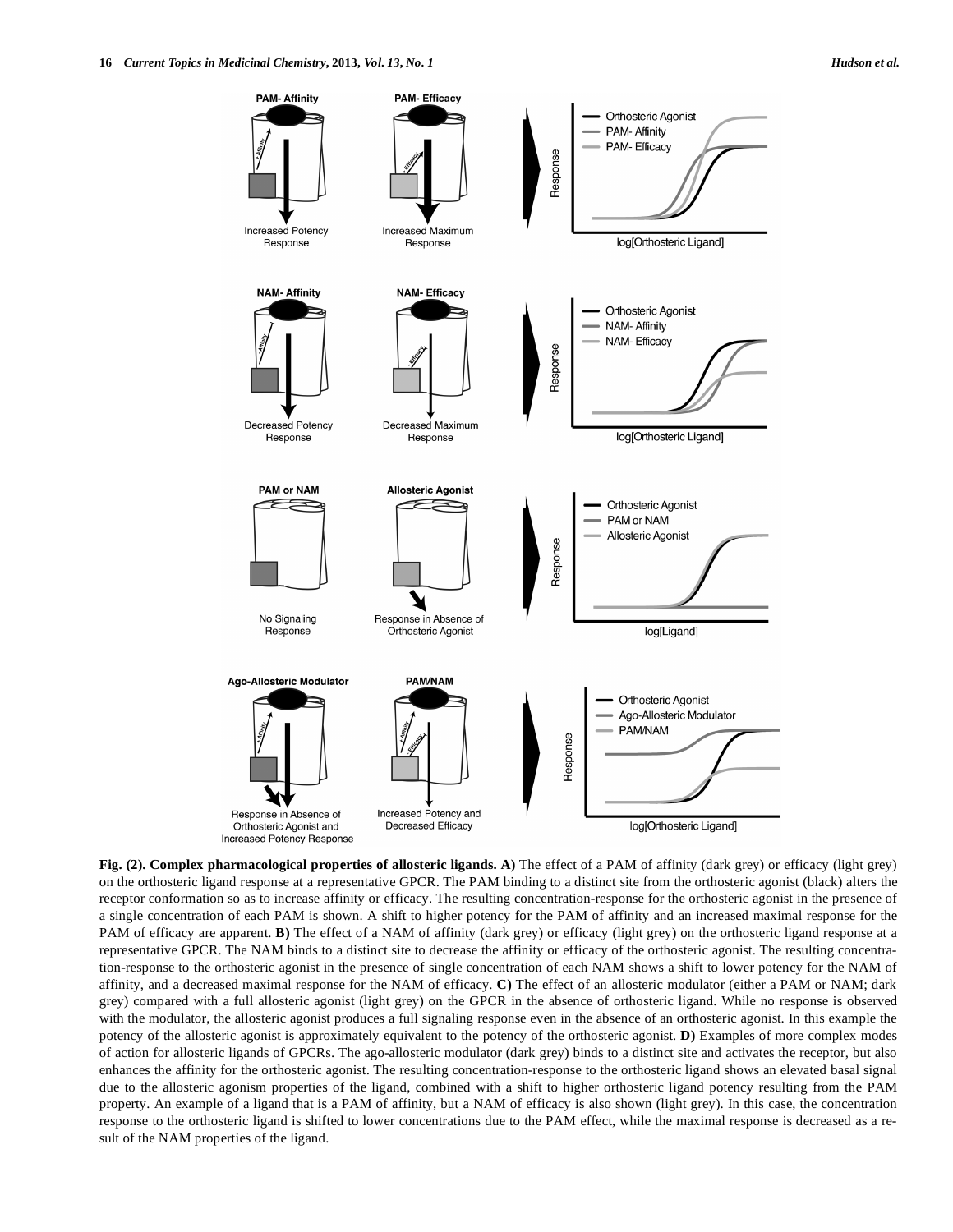**Fig. (2). Complex pharmacological properties of allosteric ligands. A)** The effect of a PAM of affinity (dark grey) or efficacy (light grey) on the orthosteric ligand response at a representative GPCR. The PAM binding to a distinct site from the orthosteric agonist (black) alters the receptor conformation so as to increase affinity or efficacy. The resulting concentration-response for the orthosteric agonist in the presence of a single concentration of each PAM is shown. A shift to higher potency for the PAM of affinity and an increased maximal response for the PAM of efficacy are apparent. **B)** The effect of a NAM of affinity (dark grey) or efficacy (light grey) on the orthosteric ligand response at a representative GPCR. The NAM binds to a distinct site to decrease the affinity or efficacy of the orthosteric agonist. The resulting concentration-response to the orthosteric agonist in the presence of single concentration of each NAM shows a shift to lower potency for the NAM of affinity, and a decreased maximal response for the NAM of efficacy. **C)** The effect of an allosteric modulator (either a PAM or NAM; dark grey) compared with a full allosteric agonist (light grey) on the GPCR in the absence of orthosteric ligand. While no response is observed with the modulator, the allosteric agonist produces a full signaling response even in the absence of an orthosteric agonist. In this example the potency of the allosteric agonist is approximately equivalent to the potency of the orthosteric agonist. **D)** Examples of more complex modes of action for allosteric ligands of GPCRs. The ago-allosteric modulator (dark grey) binds to a distinct site and activates the receptor, but also enhances the affinity for the orthosteric agonist. The resulting concentration-response to the orthosteric ligand shows an elevated basal signal due to the allosteric agonism properties of the ligand, combined with a shift to higher orthosteric ligand potency resulting from the PAM property. An example of a ligand that is a PAM of affinity, but a NAM of efficacy is also shown (light grey). In this case, the concentration response to the orthosteric ligand is shifted to lower concentrations due to the PAM effect, while the maximal response is decreased as a result of the NAM properties of the ligand.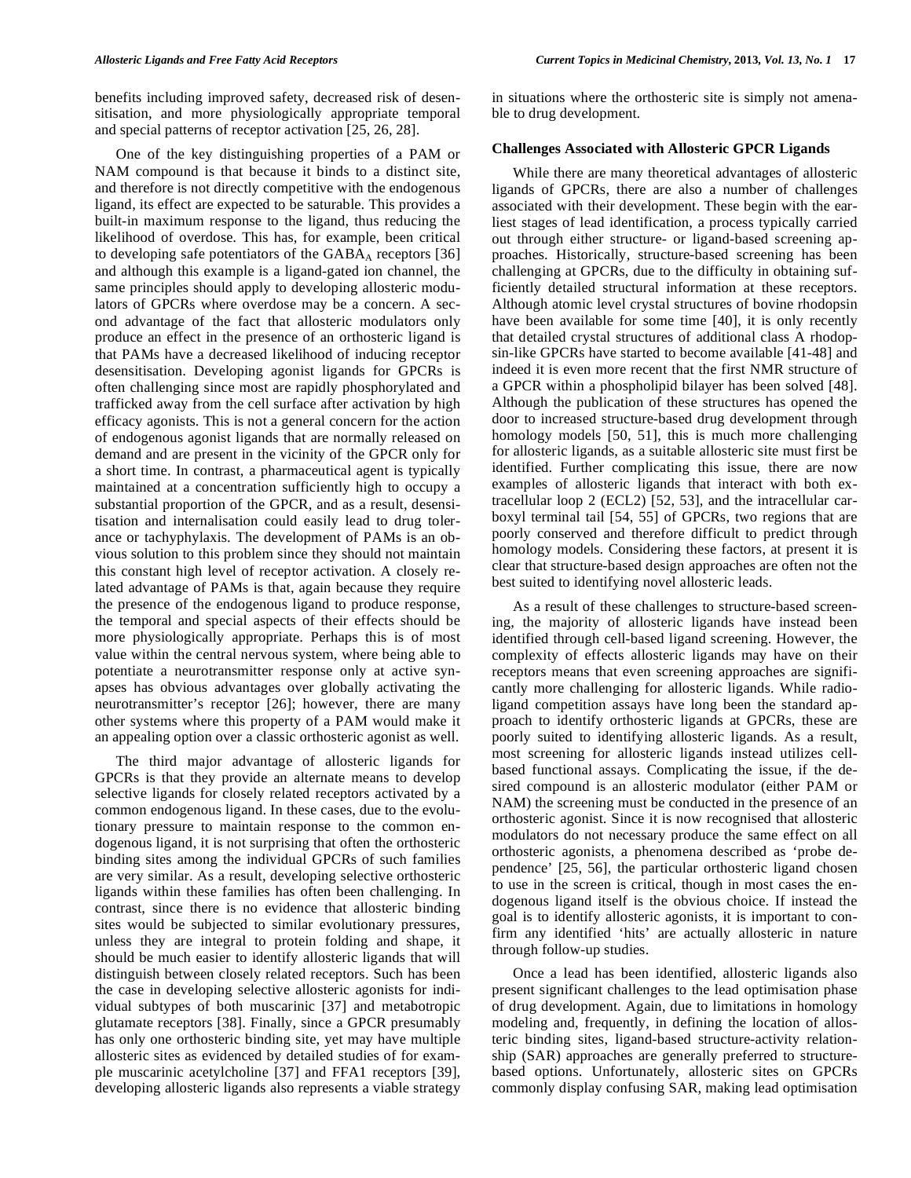benefits including improved safety, decreased risk of desensitisation, and more physiologically appropriate temporal and special patterns of receptor activation [25, 26, 28].

One of the key distinguishing properties of a PAM or NAM compound is that because it binds to a distinct site, and therefore is not directly competitive with the endogenous ligand, its effect are expected to be saturable. This provides a built-in maximum response to the ligand, thus reducing the likelihood of overdose. This has, for example, been critical to developing safe potentiators of the $GABA_A$ receptors [36] and although this example is a ligand-gated ion channel, the same principles should apply to developing allosteric modulators of GPCRs where overdose may be a concern. A second advantage of the fact that allosteric modulators only produce an effect in the presence of an orthosteric ligand is that PAMs have a decreased likelihood of inducing receptor desensitisation. Developing agonist ligands for GPCRs is often challenging since most are rapidly phosphorylated and trafficked away from the cell surface after activation by high efficacy agonists. This is not a general concern for the action of endogenous agonist ligands that are normally released on demand and are present in the vicinity of the GPCR only for a short time. In contrast, a pharmaceutical agent is typically maintained at a concentration sufficiently high to occupy a substantial proportion of the GPCR, and as a result, desensitisation and internalisation could easily lead to drug tolerance or tachyphylaxis. The development of PAMs is an obvious solution to this problem since they should not maintain this constant high level of receptor activation. A closely related advantage of PAMs is that, again because they require the presence of the endogenous ligand to produce response, the temporal and special aspects of their effects should be more physiologically appropriate. Perhaps this is of most value within the central nervous system, where being able to potentiate a neurotransmitter response only at active synapses has obvious advantages over globally activating the neurotransmitter's receptor [26]; however, there are many other systems where this property of a PAM would make it an appealing option over a classic orthosteric agonist as well.

The third major advantage of allosteric ligands for GPCRs is that they provide an alternate means to develop selective ligands for closely related receptors activated by a common endogenous ligand. In these cases, due to the evolutionary pressure to maintain response to the common endogenous ligand, it is not surprising that often the orthosteric binding sites among the individual GPCRs of such families are very similar. As a result, developing selective orthosteric ligands within these families has often been challenging. In contrast, since there is no evidence that allosteric binding sites would be subjected to similar evolutionary pressures, unless they are integral to protein folding and shape, it should be much easier to identify allosteric ligands that will distinguish between closely related receptors. Such has been the case in developing selective allosteric agonists for individual subtypes of both muscarinic [37] and metabotropic glutamate receptors [38]. Finally, since a GPCR presumably has only one orthosteric binding site, yet may have multiple allosteric sites as evidenced by detailed studies of for example muscarinic acetylcholine [37] and FFA1 receptors [39], developing allosteric ligands also represents a viable strategy in situations where the orthosteric site is simply not amenable to drug development.

### Challenges Associated with Allosteric GPCR Ligands

While there are many theoretical advantages of allosteric ligands of GPCRs, there are also a number of challenges associated with their development. These begin with the earliest stages of lead identification, a process typically carried out through either structure- or ligand-based screening approaches. Historically, structure-based screening has been challenging at GPCRs, due to the difficulty in obtaining sufficiently detailed structural information at these receptors. Although atomic level crystal structures of bovine rhodopsin have been available for some time [40], it is only recently that detailed crystal structures of additional class A rhodopsin-like GPCRs have started to become available [41-48] and indeed it is even more recent that the first NMR structure of a GPCR within a phospholipid bilayer has been solved [48]. Although the publication of these structures has opened the door to increased structure-based drug development through homology models [50, 51], this is much more challenging for allosteric ligands, as a suitable allosteric site must first be identified. Further complicating this issue, there are now examples of allosteric ligands that interact with both extracellular loop 2 (ECL2) [52, 53], and the intracellular carboxyl terminal tail [54, 55] of GPCRs, two regions that are poorly conserved and therefore difficult to predict through homology models. Considering these factors, at present it is clear that structure-based design approaches are often not the best suited to identifying novel allosteric leads.

As a result of these challenges to structure-based screening, the majority of allosteric ligands have instead been identified through cell-based ligand screening. However, the complexity of effects allosteric ligands may have on their receptors means that even screening approaches are significantly more challenging for allosteric ligands. While radioligand competition assays have long been the standard approach to identify orthosteric ligands at GPCRs, these are poorly suited to identifying allosteric ligands. As a result, most screening for allosteric ligands instead utilizes cell-based functional assays. Complicating the issue, if the desired compound is an allosteric modulator (either PAM or NAM) the screening must be conducted in the presence of an orthosteric agonist. Since it is now recognised that allosteric modulators do not necessary produce the same effect on all orthosteric agonists, a phenomena described as 'probe dependence' [25, 56], the particular orthosteric ligand chosen to use in the screen is critical, though in most cases the endogenous ligand itself is the obvious choice. If instead the goal is to identify allosteric agonists, it is important to confirm any identified 'hits' are actually allosteric in nature through follow-up studies.

Once a lead has been identified, allosteric ligands also present significant challenges to the lead optimisation phase of drug development. Again, due to limitations in homology modeling and, frequently, in defining the location of allosteric binding sites, ligand-based structure-activity relationship (SAR) approaches are generally preferred to structure-based options. Unfortunately, allosteric sites on GPCRs commonly display confusing SAR, making lead optimisation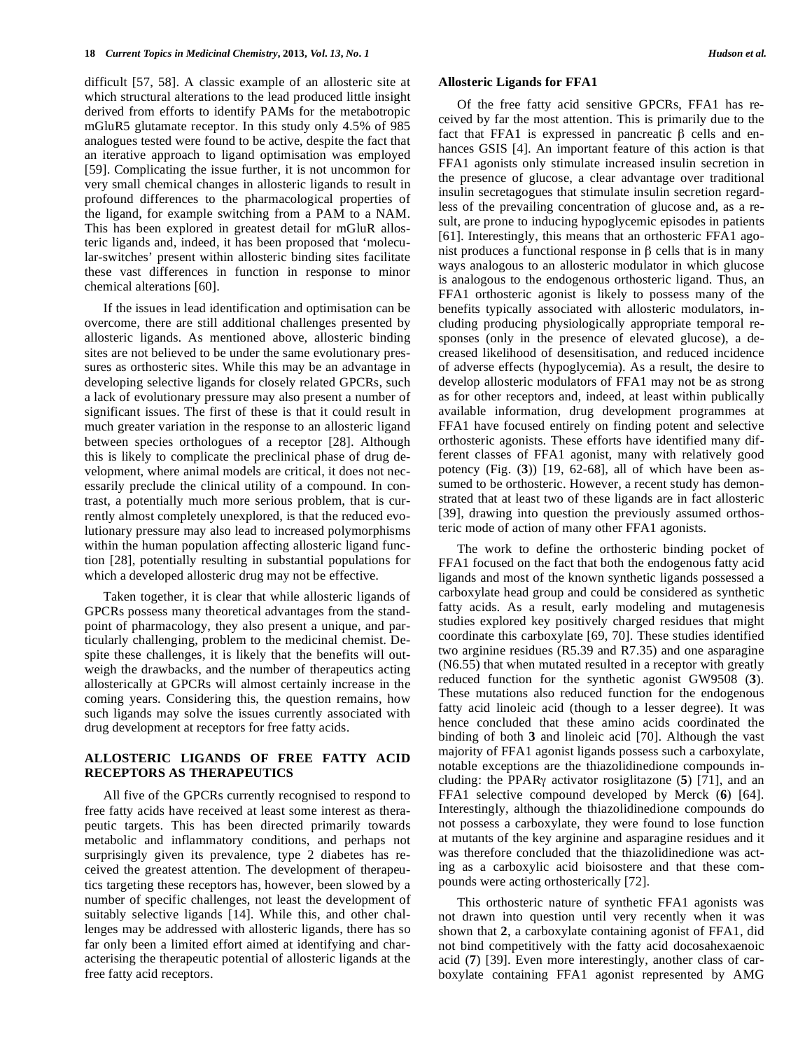difficult [57, 58]. A classic example of an allosteric site at which structural alterations to the lead produced little insight derived from efforts to identify PAMs for the metabotropic mGluR5 glutamate receptor. In this study only 4.5% of 985 analogues tested were found to be active, despite the fact that an iterative approach to ligand optimisation was employed [59]. Complicating the issue further, it is not uncommon for very small chemical changes in allosteric ligands to result in profound differences to the pharmacological properties of the ligand, for example switching from a PAM to a NAM. This has been explored in greatest detail for mGluR allosteric ligands and, indeed, it has been proposed that 'molecular-switches' present within allosteric binding sites facilitate these vast differences in function in response to minor chemical alterations [60].

If the issues in lead identification and optimisation can be overcome, there are still additional challenges presented by allosteric ligands. As mentioned above, allosteric binding sites are not believed to be under the same evolutionary pressures as orthosteric sites. While this may be an advantage in developing selective ligands for closely related GPCRs, such a lack of evolutionary pressure may also present a number of significant issues. The first of these is that it could result in much greater variation in the response to an allosteric ligand between species orthologues of a receptor [28]. Although this is likely to complicate the preclinical phase of drug development, where animal models are critical, it does not necessarily preclude the clinical utility of a compound. In contrast, a potentially much more serious problem, that is currently almost completely unexplored, is that the reduced evolutionary pressure may also lead to increased polymorphisms within the human population affecting allosteric ligand function [28], potentially resulting in substantial populations for which a developed allosteric drug may not be effective.

Taken together, it is clear that while allosteric ligands of GPCRs possess many theoretical advantages from the standpoint of pharmacology, they also present a unique, and particularly challenging, problem to the medicinal chemist. Despite these challenges, it is likely that the benefits will outweigh the drawbacks, and the number of therapeutics acting allosterically at GPCRs will almost certainly increase in the coming years. Considering this, the question remains, how such ligands may solve the issues currently associated with drug development at receptors for free fatty acids.

## ALLOSTERIC LIGANDS OF FREE FATTY ACID RECEPTORS AS THERAPEUTICS

All five of the GPCRs currently recognised to respond to free fatty acids have received at least some interest as therapeutic targets. This has been directed primarily towards metabolic and inflammatory conditions, and perhaps not surprisingly given its prevalence, type 2 diabetes has received the greatest attention. The development of therapeutics targeting these receptors has, however, been slowed by a number of specific challenges, not least the development of suitably selective ligands [14]. While this, and other challenges may be addressed with allosteric ligands, there has so far only been a limited effort aimed at identifying and characterising the therapeutic potential of allosteric ligands at the free fatty acid receptors.

### Allosteric Ligands for FFA1

Of the free fatty acid sensitive GPCRs, FFA1 has received by far the most attention. This is primarily due to the fact that FFA1 is expressed in pancreatic β cells and enhances GSIS [4]. An important feature of this action is that FFA1 agonists only stimulate increased insulin secretion in the presence of glucose, a clear advantage over traditional insulin secretagogues that stimulate insulin secretion regardless of the prevailing concentration of glucose and, as a result, are prone to inducing hypoglycemic episodes in patients [61]. Interestingly, this means that an orthosteric FFA1 agonist produces a functional response in β cells that is in many ways analogous to an allosteric modulator in which glucose is analogous to the endogenous orthosteric ligand. Thus, an FFA1 orthosteric agonist is likely to possess many of the benefits typically associated with allosteric modulators, including producing physiologically appropriate temporal responses (only in the presence of elevated glucose), a decreased likelihood of desensitisation, and reduced incidence of adverse effects (hypoglycemia). As a result, the desire to develop allosteric modulators of FFA1 may not be as strong as for other receptors and, indeed, at least within publically available information, drug development programmes at FFA1 have focused entirely on finding potent and selective orthosteric agonists. These efforts have identified many different classes of FFA1 agonist, many with relatively good potency (Fig. (**3**)) [19, 62-68], all of which have been assumed to be orthosteric. However, a recent study has demonstrated that at least two of these ligands are in fact allosteric [39], drawing into question the previously assumed orthosteric mode of action of many other FFA1 agonists.

The work to define the orthosteric binding pocket of FFA1 focused on the fact that both the endogenous fatty acid ligands and most of the known synthetic ligands possessed a carboxylate head group and could be considered as synthetic fatty acids. As a result, early modeling and mutagenesis studies explored key positively charged residues that might coordinate this carboxylate [69, 70]. These studies identified two arginine residues (R5.39 and R7.35) and one asparagine (N6.55) that when mutated resulted in a receptor with greatly reduced function for the synthetic agonist GW9508 (**3**). These mutations also reduced function for the endogenous fatty acid linoleic acid (though to a lesser degree). It was hence concluded that these amino acids coordinated the binding of both **3** and linoleic acid [70]. Although the vast majority of FFA1 agonist ligands possess such a carboxylate, notable exceptions are the thiazolidinedione compounds including: the PPARγ activator rosiglitazone (**5**) [71], and an FFA1 selective compound developed by Merck (**6**) [64]. Interestingly, although the thiazolidinedione compounds do not possess a carboxylate, they were found to lose function at mutants of the key arginine and asparagine residues and it was therefore concluded that the thiazolidinedione was acting as a carboxylic acid bioisostere and that these compounds were acting orthosterically [72].

This orthosteric nature of synthetic FFA1 agonists was not drawn into question until very recently when it was shown that **2**, a carboxylate containing agonist of FFA1, did not bind competitively with the fatty acid docosahexaenoic acid (**7**) [39]. Even more interestingly, another class of carboxylate containing FFA1 agonist represented by AMG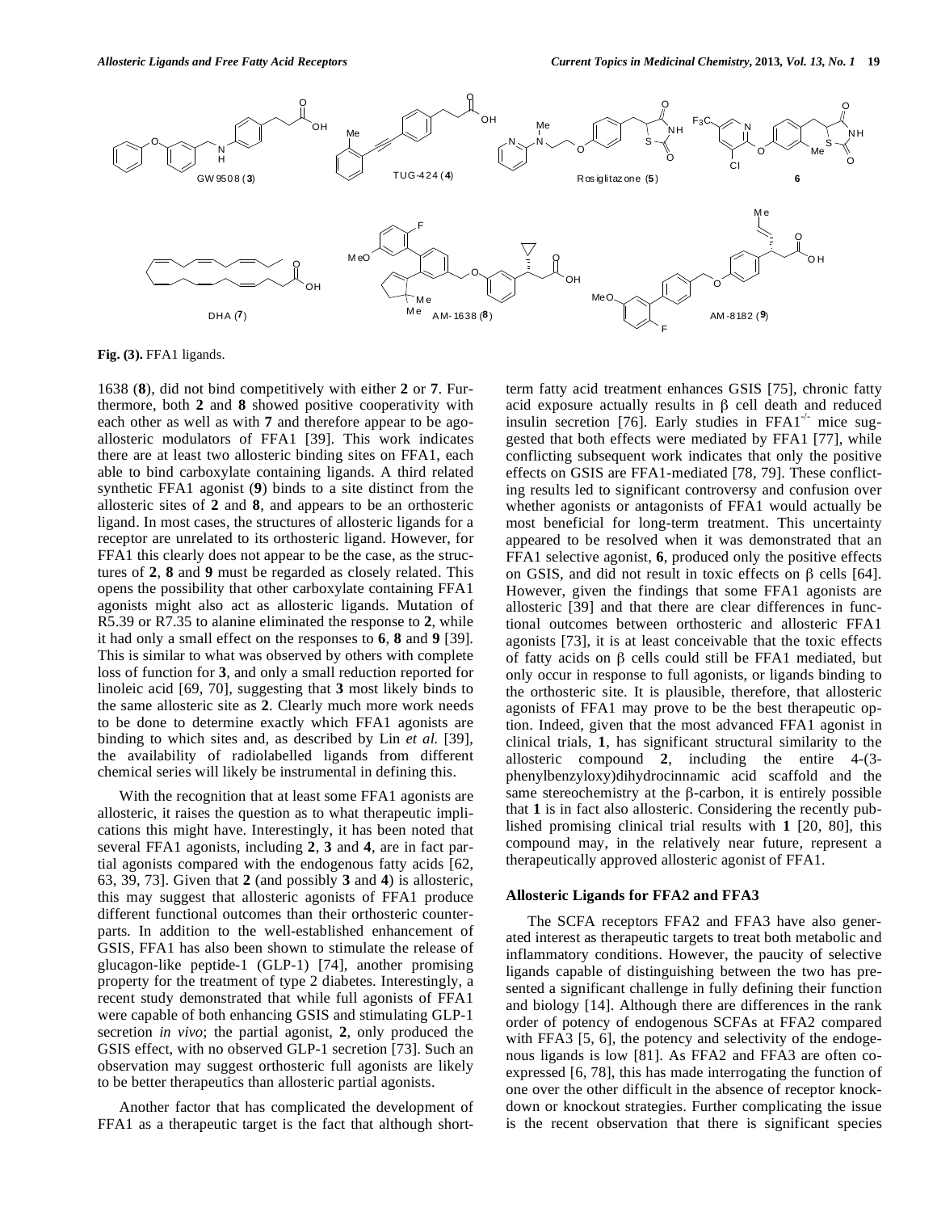Fig. (3). FFA1 ligands.

1638 (**8**), did not bind competitively with either **2** or **7**. Furthermore, both **2** and **8** showed positive cooperativity with each other as well as with **7** and therefore appear to be ago-allosteric modulators of FFA1 [39]. This work indicates there are at least two allosteric binding sites on FFA1, each able to bind carboxylate containing ligands. A third related synthetic FFA1 agonist (**9**) binds to a site distinct from the allosteric sites of **2** and **8**, and appears to be an orthosteric ligand. In most cases, the structures of allosteric ligands for a receptor are unrelated to its orthosteric ligand. However, for FFA1 this clearly does not appear to be the case, as the structures of **2**, **8** and **9** must be regarded as closely related. This opens the possibility that other carboxylate containing FFA1 agonists might also act as allosteric ligands. Mutation of R5.39 or R7.35 to alanine eliminated the response to **2**, while it had only a small effect on the responses to **6**, **8** and **9** [39]. This is similar to what was observed by others with complete loss of function for **3**, and only a small reduction reported for linoleic acid [69, 70], suggesting that **3** most likely binds to the same allosteric site as **2**. Clearly much more work needs to be done to determine exactly which FFA1 agonists are binding to which sites and, as described by Lin *et al.* [39], the availability of radiolabelled ligands from different chemical series will likely be instrumental in defining this.

With the recognition that at least some FFA1 agonists are allosteric, it raises the question as to what therapeutic implications this might have. Interestingly, it has been noted that several FFA1 agonists, including **2**, **3** and **4**, are in fact partial agonists compared with the endogenous fatty acids [62, 63, 39, 73]. Given that **2** (and possibly **3** and **4**) is allosteric, this may suggest that allosteric agonists of FFA1 produce different functional outcomes than their orthosteric counterparts. In addition to the well-established enhancement of GSIS, FFA1 has also been shown to stimulate the release of glucagon-like peptide-1 (GLP-1) [74], another promising property for the treatment of type 2 diabetes. Interestingly, a recent study demonstrated that while full agonists of FFA1 were capable of both enhancing GSIS and stimulating GLP-1 secretion *in vivo*; the partial agonist, **2**, only produced the GSIS effect, with no observed GLP-1 secretion [73]. Such an observation may suggest orthosteric full agonists are likely to be better therapeutics than allosteric partial agonists.

Another factor that has complicated the development of FFA1 as a therapeutic target is the fact that although short-term fatty acid treatment enhances GSIS [75], chronic fatty acid exposure actually results in β cell death and reduced insulin secretion [76]. Early studies in $FFA1^{-/-}$ mice suggested that both effects were mediated by FFA1 [77], while conflicting subsequent work indicates that only the positive effects on GSIS are FFA1-mediated [78, 79]. These conflicting results led to significant controversy and confusion over whether agonists or antagonists of FFA1 would actually be most beneficial for long-term treatment. This uncertainty appeared to be resolved when it was demonstrated that an FFA1 selective agonist, **6**, produced only the positive effects on GSIS, and did not result in toxic effects on β cells [64]. However, given the findings that some FFA1 agonists are allosteric [39] and that there are clear differences in functional outcomes between orthosteric and allosteric FFA1 agonists [73], it is at least conceivable that the toxic effects of fatty acids on β cells could still be FFA1 mediated, but only occur in response to full agonists, or ligands binding to the orthosteric site. It is plausible, therefore, that allosteric agonists of FFA1 may prove to be the best therapeutic option. Indeed, given that the most advanced FFA1 agonist in clinical trials, **1**, has significant structural similarity to the allosteric compound **2**, including the entire 4-(3-phenylbenzyloxy)dihydrocinnamic acid scaffold and the same stereochemistry at the β-carbon, it is entirely possible that **1** is in fact also allosteric. Considering the recently published promising clinical trial results with **1** [20, 80], this compound may, in the relatively near future, represent a therapeutically approved allosteric agonist of FFA1.

### Allosteric Ligands for FFA2 and FFA3

The SCFA receptors FFA2 and FFA3 have also generated interest as therapeutic targets to treat both metabolic and inflammatory conditions. However, the paucity of selective ligands capable of distinguishing between the two has presented a significant challenge in fully defining their function and biology [14]. Although there are differences in the rank order of potency of endogenous SCFAs at FFA2 compared with FFA3 [5, 6], the potency and selectivity of the endogenous ligands is low [81]. As FFA2 and FFA3 are often co-expressed [6, 78], this has made interrogating the function of one over the other difficult in the absence of receptor knockdown or knockout strategies. Further complicating the issue is the recent observation that there is significant species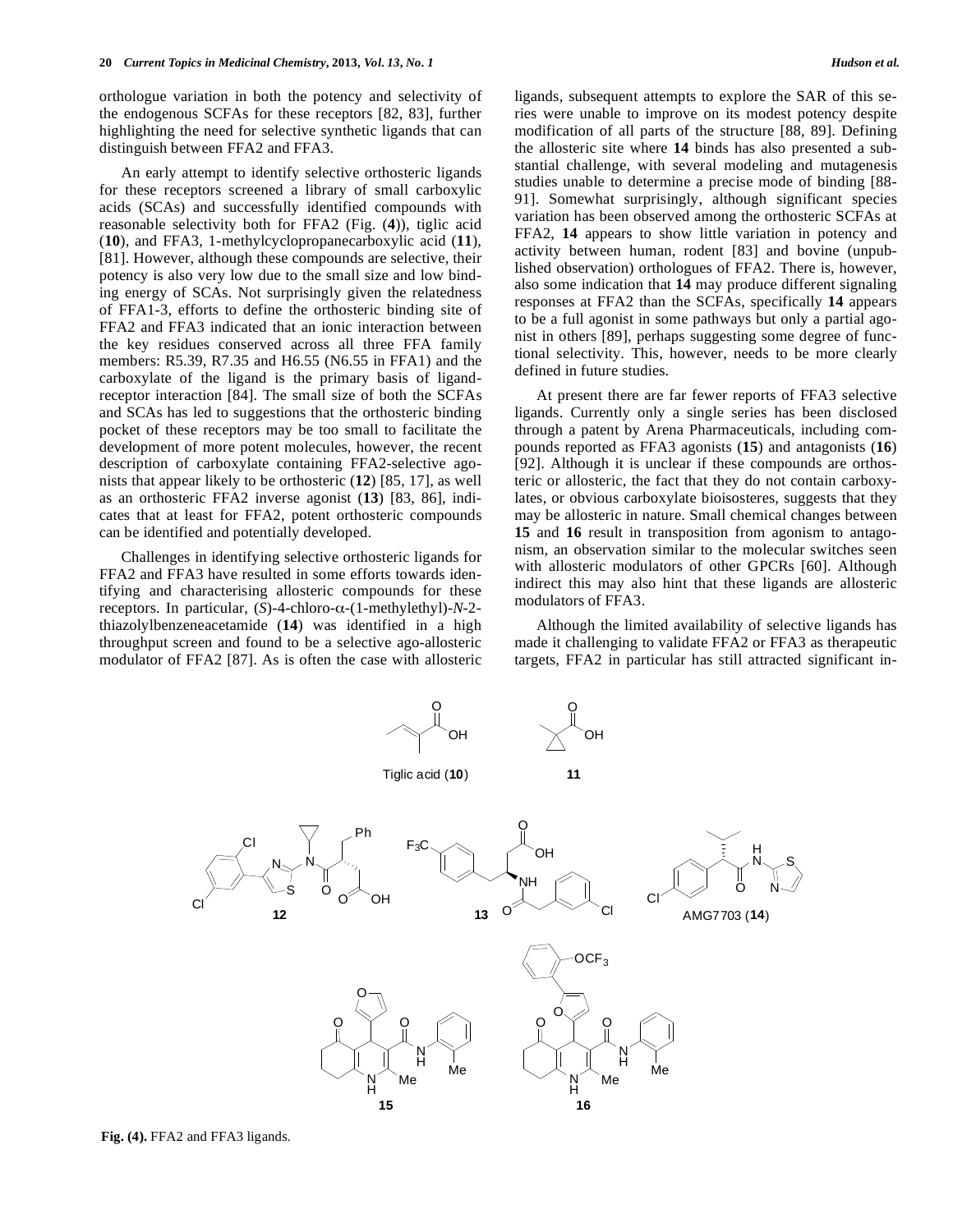orthologue variation in both the potency and selectivity of the endogenous SCFAs for these receptors [82, 83], further highlighting the need for selective synthetic ligands that can distinguish between FFA2 and FFA3.

An early attempt to identify selective orthosteric ligands for these receptors screened a library of small carboxylic acids (SCAs) and successfully identified compounds with reasonable selectivity both for FFA2 (Fig. (**4**)), tiglic acid (**10**), and FFA3, 1-methylcyclopropanecarboxylic acid (**11**), [81]. However, although these compounds are selective, their potency is also very low due to the small size and low binding energy of SCAs. Not surprisingly given the relatedness of FFA1-3, efforts to define the orthosteric binding site of FFA2 and FFA3 indicated that an ionic interaction between the key residues conserved across all three FFA family members: R5.39, R7.35 and H6.55 (N6.55 in FFA1) and the carboxylate of the ligand is the primary basis of ligand-receptor interaction [84]. The small size of both the SCFAs and SCAs has led to suggestions that the orthosteric binding pocket of these receptors may be too small to facilitate the development of more potent molecules, however, the recent description of carboxylate containing FFA2-selective agonists that appear likely to be orthosteric (**12**) [85, 17], as well as an orthosteric FFA2 inverse agonist (**13**) [83, 86], indicates that at least for FFA2, potent orthosteric compounds can be identified and potentially developed.

Challenges in identifying selective orthosteric ligands for FFA2 and FFA3 have resulted in some efforts towards identifying and characterising allosteric compounds for these receptors. In particular, (*S*)-4-chloro-α-(1-methylethyl)-*N*-2-thiazolylbenzeneacetamide (**14**) was identified in a high throughput screen and found to be a selective ago-allosteric modulator of FFA2 [87]. As is often the case with allosteric ligands, subsequent attempts to explore the SAR of this series were unable to improve on its modest potency despite modification of all parts of the structure [88, 89]. Defining the allosteric site where **14** binds has also presented a substantial challenge, with several modeling and mutagenesis studies unable to determine a precise mode of binding [88-91]. Somewhat surprisingly, although significant species variation has been observed among the orthosteric SCFAs at FFA2, **14** appears to show little variation in potency and activity between human, rodent [83] and bovine (unpublished observation) orthologues of FFA2. There is, however, also some indication that **14** may produce different signaling responses at FFA2 than the SCFAs, specifically **14** appears to be a full agonist in some pathways but only a partial agonist in others [89], perhaps suggesting some degree of functional selectivity. This, however, needs to be more clearly defined in future studies.

At present there are far fewer reports of FFA3 selective ligands. Currently only a single series has been disclosed through a patent by Arena Pharmaceuticals, including compounds reported as FFA3 agonists (**15**) and antagonists (**16**) [92]. Although it is unclear if these compounds are orthosteric or allosteric, the fact that they do not contain carboxylates, or obvious carboxylate bioisosteres, suggests that they may be allosteric in nature. Small chemical changes between **15** and **16** result in transposition from agonism to antagonism, an observation similar to the molecular switches seen with allosteric modulators of other GPCRs [60]. Although indirect this may also hint that these ligands are allosteric modulators of FFA3.

Although the limited availability of selective ligands has made it challenging to validate FFA2 or FFA3 as therapeutic targets, FFA2 in particular has still attracted significant in-

Tiglic acid (**10**) — **11** — **12** — **13** — AMG7703 (**14**) — **15** — **16**

**Fig. (4).** FFA2 and FFA3 ligands.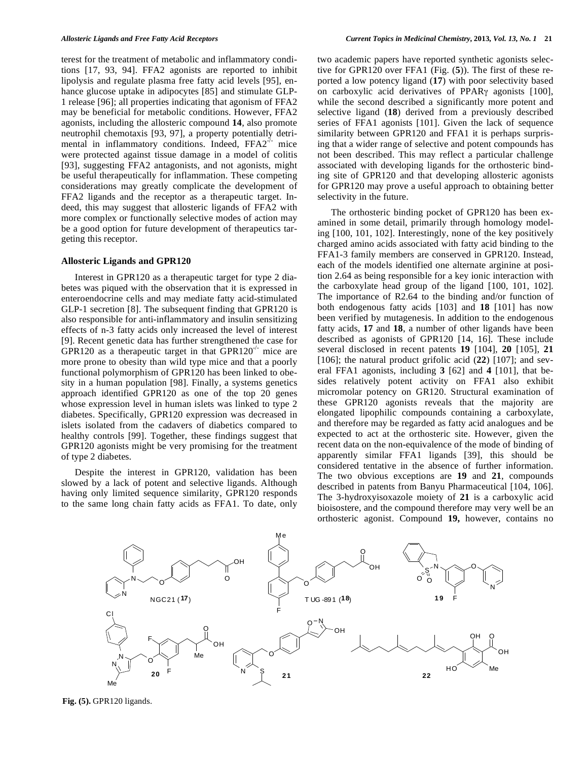terest for the treatment of metabolic and inflammatory conditions [17, 93, 94]. FFA2 agonists are reported to inhibit lipolysis and regulate plasma free fatty acid levels [95], enhance glucose uptake in adipocytes [85] and stimulate GLP-1 release [96]; all properties indicating that agonism of FFA2 may be beneficial for metabolic conditions. However, FFA2 agonists, including the allosteric compound **14**, also promote neutrophil chemotaxis [93, 97], a property potentially detrimental in inflammatory conditions. Indeed, FFA2$^{-/-}$ mice were protected against tissue damage in a model of colitis [93], suggesting FFA2 antagonists, and not agonists, might be useful therapeutically for inflammation. These competing considerations may greatly complicate the development of FFA2 ligands and the receptor as a therapeutic target. Indeed, this may suggest that allosteric ligands of FFA2 with more complex or functionally selective modes of action may be a good option for future development of therapeutics targeting this receptor.

### Allosteric Ligands and GPR120

Interest in GPR120 as a therapeutic target for type 2 diabetes was piqued with the observation that it is expressed in enteroendocrine cells and may mediate fatty acid-stimulated GLP-1 secretion [8]. The subsequent finding that GPR120 is also responsible for anti-inflammatory and insulin sensitizing effects of n-3 fatty acids only increased the level of interest [9]. Recent genetic data has further strengthened the case for GPR120 as a therapeutic target in that GPR120$^{-/-}$ mice are more prone to obesity than wild type mice and that a poorly functional polymorphism of GPR120 has been linked to obesity in a human population [98]. Finally, a systems genetics approach identified GPR120 as one of the top 20 genes whose expression level in human islets was linked to type 2 diabetes. Specifically, GPR120 expression was decreased in islets isolated from the cadavers of diabetics compared to healthy controls [99]. Together, these findings suggest that GPR120 agonists might be very promising for the treatment of type 2 diabetes.

Despite the interest in GPR120, validation has been slowed by a lack of potent and selective ligands. Although having only limited sequence similarity, GPR120 responds to the same long chain fatty acids as FFA1. To date, only two academic papers have reported synthetic agonists selective for GPR120 over FFA1 (Fig. (**5**)). The first of these reported a low potency ligand (**17**) with poor selectivity based on carboxylic acid derivatives of PPARγ agonists [100], while the second described a significantly more potent and selective ligand (**18**) derived from a previously described series of FFA1 agonists [101]. Given the lack of sequence similarity between GPR120 and FFA1 it is perhaps surprising that a wider range of selective and potent compounds has not been described. This may reflect a particular challenge associated with developing ligands for the orthosteric binding site of GPR120 and that developing allosteric agonists for GPR120 may prove a useful approach to obtaining better selectivity in the future.

The orthosteric binding pocket of GPR120 has been examined in some detail, primarily through homology modeling [100, 101, 102]. Interestingly, none of the key positively charged amino acids associated with fatty acid binding to the FFA1-3 family members are conserved in GPR120. Instead, each of the models identified one alternate arginine at position 2.64 as being responsible for a key ionic interaction with the carboxylate head group of the ligand [100, 101, 102]. The importance of R2.64 to the binding and/or function of both endogenous fatty acids [103] and **18** [101] has now been verified by mutagenesis. In addition to the endogenous fatty acids, **17** and **18**, a number of other ligands have been described as agonists of GPR120 [14, 16]. These include several disclosed in recent patents **19** [104], **20** [105], **21** [106]; the natural product grifolic acid (**22**) [107]; and several FFA1 agonists, including **3** [62] and **4** [101], that besides relatively potent activity on FFA1 also exhibit micromolar potency on GR120. Structural examination of these GPR120 agonists reveals that the majority are elongated lipophilic compounds containing a carboxylate, and therefore may be regarded as fatty acid analogues and be expected to act at the orthosteric site. However, given the recent data on the non-equivalence of the mode of binding of apparently similar FFA1 ligands [39], this should be considered tentative in the absence of further information. The two obvious exceptions are **19** and **21**, compounds described in patents from Banyu Pharmaceutical [104, 106]. The 3-hydroxyisoxazole moiety of **21** is a carboxylic acid bioisostere, and the compound therefore may very well be an orthosteric agonist. Compound **19,** however, contains no

NGC21 (**17**) TUG-891 (**18**) **19** **20** **21** **22**

**Fig. (5).** GPR120 ligands.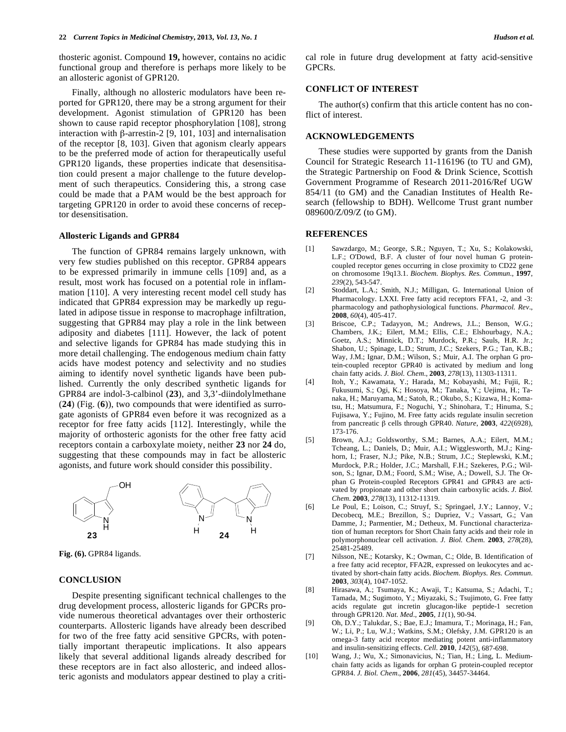thosteric agonist. Compound **19,** however, contains no acidic functional group and therefore is perhaps more likely to be an allosteric agonist of GPR120.

Finally, although no allosteric modulators have been reported for GPR120, there may be a strong argument for their development. Agonist stimulation of GPR120 has been shown to cause rapid receptor phosphorylation [108], strong interaction with β-arrestin-2 [9, 101, 103] and internalisation of the receptor [8, 103]. Given that agonism clearly appears to be the preferred mode of action for therapeutically useful GPR120 ligands, these properties indicate that desensitisation could present a major challenge to the future development of such therapeutics. Considering this, a strong case could be made that a PAM would be the best approach for targeting GPR120 in order to avoid these concerns of receptor desensitisation.

### Allosteric Ligands and GPR84

The function of GPR84 remains largely unknown, with very few studies published on this receptor. GPR84 appears to be expressed primarily in immune cells [109] and, as a result, most work has focused on a potential role in inflammation [110]. A very interesting recent model cell study has indicated that GPR84 expression may be markedly up regulated in adipose tissue in response to macrophage infiltration, suggesting that GPR84 may play a role in the link between adiposity and diabetes [111]. However, the lack of potent and selective ligands for GPR84 has made studying this in more detail challenging. The endogenous medium chain fatty acids have modest potency and selectivity and no studies aiming to identify novel synthetic ligands have been published. Currently the only described synthetic ligands for GPR84 are indol-3-calbinol (**23**), and 3,3'-diindolylmethane (**24**) (Fig. (**6**)), two compounds that were identified as surrogate agonists of GPR84 even before it was recognized as a receptor for free fatty acids [112]. Interestingly, while the majority of orthosteric agonists for the other free fatty acid receptors contain a carboxylate moiety, neither **23** nor **24** do, suggesting that these compounds may in fact be allosteric agonists, and future work should consider this possibility.

**Fig. (6).** GPR84 ligands.

## CONCLUSION

Despite presenting significant technical challenges to the drug development process, allosteric ligands for GPCRs provide numerous theoretical advantages over their orthosteric counterparts. Allosteric ligands have already been described for two of the free fatty acid sensitive GPCRs, with potentially important therapeutic implications. It also appears likely that several additional ligands already described for these receptors are in fact also allosteric, and indeed allosteric agonists and modulators appear destined to play a critical role in future drug development at fatty acid-sensitive GPCRs.

## CONFLICT OF INTEREST

The author(s) confirm that this article content has no conflict of interest.

## ACKNOWLEDGEMENTS

These studies were supported by grants from the Danish Council for Strategic Research 11-116196 (to TU and GM), the Strategic Partnership on Food & Drink Science, Scottish Government Programme of Research 2011-2016/Ref UGW 854/11 (to GM) and the Canadian Institutes of Health Research (fellowship to BDH). Wellcome Trust grant number 089600/Z/09/Z (to GM).

## REFERENCES

[1] Sawzdargo, M.; George, S.R.; Nguyen, T.; Xu, S.; Kolakowski, L.F.; O'Dowd, B.F. A cluster of four novel human G protein-coupled receptor genes occurring in close proximity to CD22 gene on chromosome 19q13.1. *Biochem. Biophys. Res. Commun.*, **1997**, *239*(2), 543-547.

[2] Stoddart, L.A.; Smith, N.J.; Milligan, G. International Union of Pharmacology. LXXI. Free fatty acid receptors FFA1, -2, and -3: pharmacology and pathophysiological functions. *Pharmacol. Rev.*, **2008**, *60*(4), 405-417.

[3] Briscoe, C.P.; Tadayyon, M.; Andrews, J.L.; Benson, W.G.; Chambers, J.K.; Eilert, M.M.; Ellis, C.E.; Elshourbagy, N.A.; Goetz, A.S.; Minnick, D.T.; Murdock, P.R.; Sauls, H.R. Jr.; Shabon, U.; Spinage, L.D.; Strum, J.C.; Szekers, P.G.; Tan, K.B.; Way, J.M.; Ignar, D.M.; Wilson, S.; Muir, A.I. The orphan G protein-coupled receptor GPR40 is activated by medium and long chain fatty acids. *J. Biol. Chem.*, **2003**, *278*(13), 11303-11311.

[4] Itoh, Y.; Kawamata, Y.; Harada, M.; Kobayashi, M.; Fujii, R.; Fukusumi, S.; Ogi, K.; Hosoya, M.; Tanaka, Y.; Uejima, H.; Tanaka, H.; Maruyama, M.; Satoh, R.; Okubo, S.; Kizawa, H.; Komatsu, H.; Matsumura, F.; Noguchi, Y.; Shinohara, T.; Hinuma, S.; Fujisawa, Y.; Fujino, M. Free fatty acids regulate insulin secretion from pancreatic β cells through GPR40. *Nature*, **2003**, *422*(6928), 173-176.

[5] Brown, A.J.; Goldsworthy, S.M.; Barnes, A.A.; Eilert, M.M.; Tcheang, L.; Daniels, D.; Muir, A.I.; Wigglesworth, M.J.; Kinghorn, I.; Fraser, N.J.; Pike, N.B.; Strum, J.C.; Steplewski, K.M.; Murdock, P.R.; Holder, J.C.; Marshall, F.H.; Szekeres, P.G.; Wilson, S.; Ignar, D.M.; Foord, S.M.; Wise, A.; Dowell, S.J. The Orphan G Protein-coupled Receptors GPR41 and GPR43 are activated by propionate and other short chain carboxylic acids. *J. Biol. Chem.* **2003**, *278*(13), 11312-11319.

[6] Le Poul, E.; Loison, C.; Struyf, S.; Springael, J.Y.; Lannoy, V.; Decobecq, M.E.; Brezillon, S.; Dupriez, V.; Vassart, G.; Van Damme, J.; Parmentier, M.; Detheux, M. Functional characterization of human receptors for Short Chain fatty acids and their role in polymorphonuclear cell activation. *J. Biol. Chem.* **2003**, *278*(28), 25481-25489.

[7] Nilsson, N.E.; Kotarsky, K.; Owman, C.; Olde, B. Identification of a free fatty acid receptor, FFA2R, expressed on leukocytes and activated by short-chain fatty acids. *Biochem. Biophys. Res. Commun.* **2003**, *303*(4), 1047-1052.

[8] Hirasawa, A.; Tsumaya, K.; Awaji, T.; Katsuma, S.; Adachi, T.; Tamada, M.; Sugimoto, Y.; Miyazaki, S.; Tsujimoto, G. Free fatty acids regulate gut incretin glucagon-like peptide-1 secretion through GPR120. *Nat. Med*., **2005**, *11*(1), 90-94.

[9] Oh, D.Y.; Talukdar, S.; Bae, E.J.; Imamura, T.; Morinaga, H.; Fan, W.; Li, P.; Lu, W.J.; Watkins, S.M.; Olefsky, J.M. GPR120 is an omega-3 fatty acid receptor mediating potent anti-inflammatory and insulin-sensitizing effects. *Cell.* **2010**, *142*(5), 687-698.

[10] Wang, J.; Wu, X.; Simonavicius, N.; Tian, H.; Ling, L. Medium-chain fatty acids as ligands for orphan G protein-coupled receptor GPR84. *J. Biol. Chem*., **2006**, *281*(45), 34457-34464.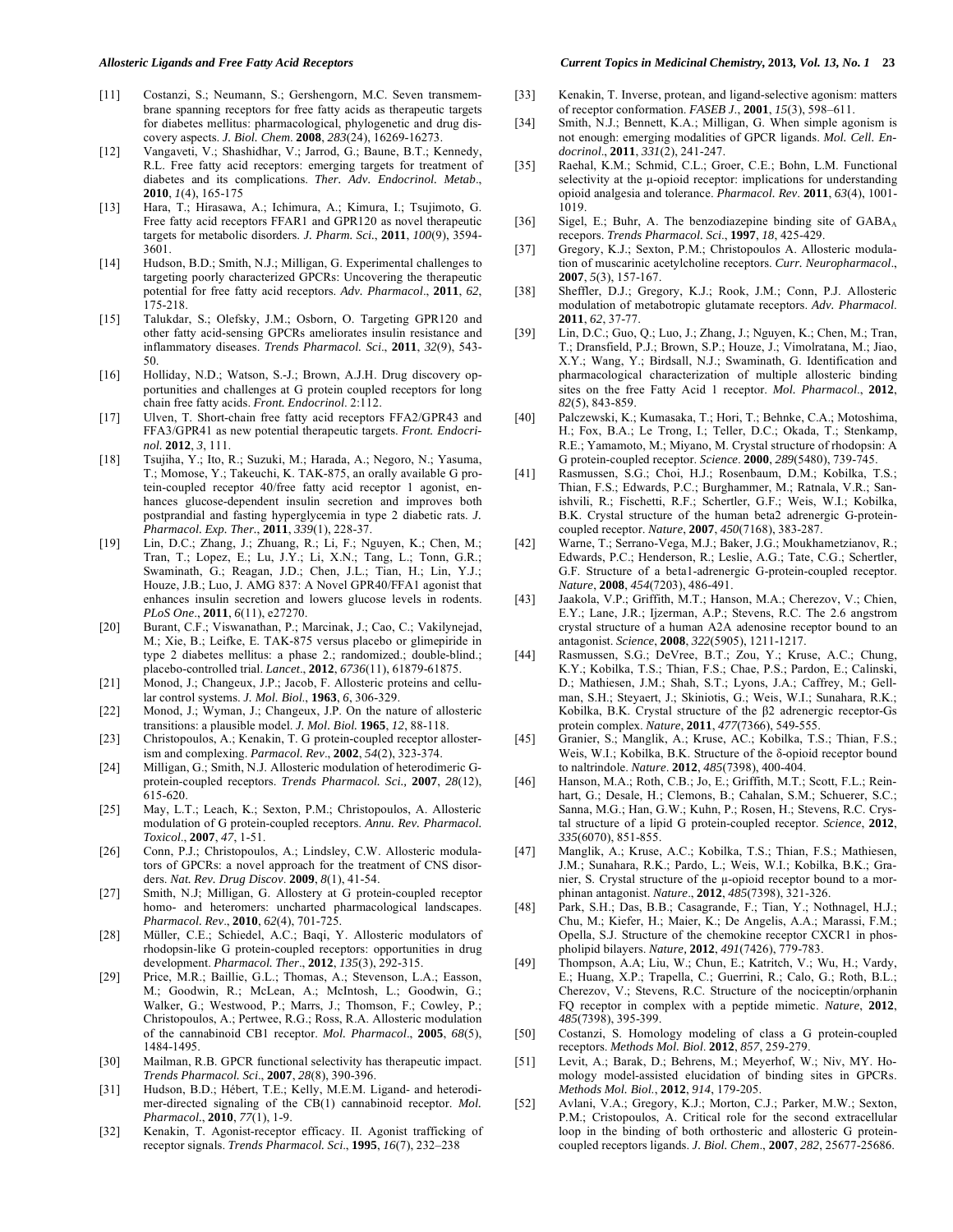[11] Costanzi, S.; Neumann, S.; Gershengorn, M.C. Seven transmembrane spanning receptors for free fatty acids as therapeutic targets for diabetes mellitus: pharmacological, phylogenetic and drug discovery aspects. *J. Biol. Chem*. **2008**, *283*(24), 16269-16273.

[12] Vangaveti, V.; Shashidhar, V.; Jarrod, G.; Baune, B.T.; Kennedy, R.L. Free fatty acid receptors: emerging targets for treatment of diabetes and its complications. *Ther. Adv. Endocrinol. Metab*., **2010**, *1*(4), 165-175

[13] Hara, T.; Hirasawa, A.; Ichimura, A.; Kimura, I.; Tsujimoto, G. Free fatty acid receptors FFAR1 and GPR120 as novel therapeutic targets for metabolic disorders. *J. Pharm. Sci*., **2011**, *100*(9), 3594-3601.

[14] Hudson, B.D.; Smith, N.J.; Milligan, G. Experimental challenges to targeting poorly characterized GPCRs: Uncovering the therapeutic potential for free fatty acid receptors. *Adv. Pharmacol*., **2011**, *62*, 175-218.

[15] Talukdar, S.; Olefsky, J.M.; Osborn, O. Targeting GPR120 and other fatty acid-sensing GPCRs ameliorates insulin resistance and inflammatory diseases. *Trends Pharmacol. Sci*., **2011**, *32*(9), 543-50.

[16] Holliday, N.D.; Watson, S.-J.; Brown, A.J.H. Drug discovery opportunities and challenges at G protein coupled receptors for long chain free fatty acids. *Front. Endocrinol*. 2:112.

[17] Ulven, T. Short-chain free fatty acid receptors FFA2/GPR43 and FFA3/GPR41 as new potential therapeutic targets. *Front. Endocrinol.* **2012**, *3*, 111.

[18] Tsujiha, Y.; Ito, R.; Suzuki, M.; Harada, A.; Negoro, N.; Yasuma, T.; Momose, Y.; Takeuchi, K. TAK-875, an orally available G protein-coupled receptor 40/free fatty acid receptor 1 agonist, enhances glucose-dependent insulin secretion and improves both postprandial and fasting hyperglycemia in type 2 diabetic rats. *J. Pharmacol. Exp. Ther*., **2011**, *339*(1), 228-37.

[19] Lin, D.C.; Zhang, J.; Zhuang, R.; Li, F.; Nguyen, K.; Chen, M.; Tran, T.; Lopez, E.; Lu, J.Y.; Li, X.N.; Tang, L.; Tonn, G.R.; Swaminath, G.; Reagan, J.D.; Chen, J.L.; Tian, H.; Lin, Y.J.; Houze, J.B.; Luo, J. AMG 837: A Novel GPR40/FFA1 agonist that enhances insulin secretion and lowers glucose levels in rodents. *PLoS One*., **2011**, *6*(11), e27270.

[20] Burant, C.F.; Viswanathan, P.; Marcinak, J.; Cao, C.; Vakilynejad, M.; Xie, B.; Leifke, E. TAK-875 versus placebo or glimepiride in type 2 diabetes mellitus: a phase 2.; randomized.; double-blind.; placebo-controlled trial. *Lancet*., **2012**, *6736*(11), 61879-61875.

[21] Monod, J.; Changeux, J.P.; Jacob, F. Allosteric proteins and cellular control systems. *J. Mol. Biol*., **1963**, *6*, 306-329.

[22] Monod, J.; Wyman, J.; Changeux, J.P. On the nature of allosteric transitions: a plausible model. *J. Mol. Biol.* **1965**, *12*, 88-118.

[23] Christopoulos, A.; Kenakin, T. G protein-coupled receptor allosterism and complexing. *Parmacol. Rev*., **2002**, *54*(2), 323-374.

[24] Milligan, G.; Smith, N.J. Allosteric modulation of heterodimeric G-protein-coupled receptors. *Trends Pharmacol. Sci.,* **2007**, *28*(12), 615-620.

[25] May, L.T.; Leach, K.; Sexton, P.M.; Christopoulos, A. Allosteric modulation of G protein-coupled receptors. *Annu. Rev. Pharmacol. Toxicol*., **2007**, *47*, 1-51.

[26] Conn, P.J.; Christopoulos, A.; Lindsley, C.W. Allosteric modulators of GPCRs: a novel approach for the treatment of CNS disorders. *Nat. Rev. Drug Discov*. **2009**, *8*(1), 41-54.

[27] Smith, N.J; Milligan, G. Allostery at G protein-coupled receptor homo- and heteromers: uncharted pharmacological landscapes. *Pharmacol. Rev*., **2010**, *62*(4), 701-725.

[28] Müller, C.E.; Schiedel, A.C.; Baqi, Y. Allosteric modulators of rhodopsin-like G protein-coupled receptors: opportunities in drug development. *Pharmacol. Ther*., **2012**, *135*(3), 292-315.

[29] Price, M.R.; Baillie, G.L.; Thomas, A.; Stevenson, L.A.; Easson, M.; Goodwin, R.; McLean, A.; McIntosh, L.; Goodwin, G.; Walker, G.; Westwood, P.; Marrs, J.; Thomson, F.; Cowley, P.; Christopoulos, A.; Pertwee, R.G.; Ross, R.A. Allosteric modulation of the cannabinoid CB1 receptor. *Mol. Pharmacol*., **2005**, *68*(5), 1484-1495.

[30] Mailman, R.B. GPCR functional selectivity has therapeutic impact. *Trends Pharmacol. Sci*., **2007**, *28*(8), 390-396.

[31] Hudson, B.D.; Hébert, T.E.; Kelly, M.E.M. Ligand- and heterodimer-directed signaling of the CB(1) cannabinoid receptor. *Mol. Pharmacol*., **2010**, *77*(1), 1-9.

[32] Kenakin, T. Agonist-receptor efficacy. II. Agonist trafficking of receptor signals. *Trends Pharmacol. Sci*., **1995**, *16*(7), 232–238

[33] Kenakin, T. Inverse, protean, and ligand-selective agonism: matters of receptor conformation. *FASEB J*., **2001**, *15*(3), 598–611.

[34] Smith, N.J.; Bennett, K.A.; Milligan, G. When simple agonism is not enough: emerging modalities of GPCR ligands. *Mol. Cell. Endocrinol*., **2011**, *331*(2), 241-247.

[35] Raehal, K.M.; Schmid, C.L.; Groer, C.E.; Bohn, L.M. Functional selectivity at the μ-opioid receptor: implications for understanding opioid analgesia and tolerance. *Pharmacol. Rev*. **2011**, *63*(4), 1001-1019.

[36] Sigel, E.; Buhr, A. The benzodiazepine binding site of $GABA_A$ recepors. *Trends Pharmacol. Sci*., **1997**, *18*, 425-429.

[37] Gregory, K.J.; Sexton, P.M.; Christopoulos A. Allosteric modulation of muscarinic acetylcholine receptors. *Curr. Neuropharmacol*., **2007**, *5*(3), 157-167.

[38] Sheffler, D.J.; Gregory, K.J.; Rook, J.M.; Conn, P.J. Allosteric modulation of metabotropic glutamate receptors. *Adv. Pharmacol*. **2011**, *62*, 37-77.

[39] Lin, D.C.; Guo, Q.; Luo, J.; Zhang, J.; Nguyen, K.; Chen, M.; Tran, T.; Dransfield, P.J.; Brown, S.P.; Houze, J.; Vimolratana, M.; Jiao, X.Y.; Wang, Y.; Birdsall, N.J.; Swaminath, G. Identification and pharmacological characterization of multiple allosteric binding sites on the free Fatty Acid 1 receptor. *Mol. Pharmacol*., **2012**, *82*(5), 843-859.

[40] Palczewski, K.; Kumasaka, T.; Hori, T.; Behnke, C.A.; Motoshima, H.; Fox, B.A.; Le Trong, I.; Teller, D.C.; Okada, T.; Stenkamp, R.E.; Yamamoto, M.; Miyano, M. Crystal structure of rhodopsin: A G protein-coupled receptor. *Science*. **2000**, *289*(5480), 739-745.

[41] Rasmussen, S.G.; Choi, H.J.; Rosenbaum, D.M.; Kobilka, T.S.; Thian, F.S.; Edwards, P.C.; Burghammer, M.; Ratnala, V.R.; Sanishvili, R.; Fischetti, R.F.; Schertler, G.F.; Weis, W.I.; Kobilka, B.K. Crystal structure of the human beta2 adrenergic G-protein-coupled receptor. *Nature*, **2007**, *450*(7168), 383-287.

[42] Warne, T.; Serrano-Vega, M.J.; Baker, J.G.; Moukhametzianov, R.; Edwards, P.C.; Henderson, R.; Leslie, A.G.; Tate, C.G.; Schertler, G.F. Structure of a beta1-adrenergic G-protein-coupled receptor. *Nature*, **2008**, *454*(7203), 486-491.

[43] Jaakola, V.P.; Griffith, M.T.; Hanson, M.A.; Cherezov, V.; Chien, E.Y.; Lane, J.R.; Ijzerman, A.P.; Stevens, R.C. The 2.6 angstrom crystal structure of a human A2A adenosine receptor bound to an antagonist. *Science*, **2008**, *322*(5905), 1211-1217.

[44] Rasmussen, S.G.; DeVree, B.T.; Zou, Y.; Kruse, A.C.; Chung, K.Y.; Kobilka, T.S.; Thian, F.S.; Chae, P.S.; Pardon, E.; Calinski, D.; Mathiesen, J.M.; Shah, S.T.; Lyons, J.A.; Caffrey, M.; Gellman, S.H.; Steyaert, J.; Skiniotis, G.; Weis, W.I.; Sunahara, R.K.; Kobilka, B.K. Crystal structure of the β2 adrenergic receptor-Gs protein complex. *Nature*, **2011**, *477*(7366), 549-555.

[45] Granier, S.; Manglik, A.; Kruse, AC.; Kobilka, T.S.; Thian, F.S.; Weis, W.I.; Kobilka, B.K. Structure of the δ-opioid receptor bound to naltrindole. *Nature*. **2012**, *485*(7398), 400-404.

[46] Hanson, M.A.; Roth, C.B.; Jo, E.; Griffith, M.T.; Scott, F.L.; Reinhart, G.; Desale, H.; Clemons, B.; Cahalan, S.M.; Schuerer, S.C.; Sanna, M.G.; Han, G.W.; Kuhn, P.; Rosen, H.; Stevens, R.C. Crystal structure of a lipid G protein-coupled receptor. *Science*, **2012**, *335*(6070), 851-855.

[47] Manglik, A.; Kruse, A.C.; Kobilka, T.S.; Thian, F.S.; Mathiesen, J.M.; Sunahara, R.K.; Pardo, L.; Weis, W.I.; Kobilka, B.K.; Granier, S. Crystal structure of the μ-opioid receptor bound to a morphinan antagonist. *Nature*., **2012**, *485*(7398), 321-326.

[48] Park, S.H.; Das, B.B.; Casagrande, F.; Tian, Y.; Nothnagel, H.J.; Chu, M.; Kiefer, H.; Maier, K.; De Angelis, A.A.; Marassi, F.M.; Opella, S.J. Structure of the chemokine receptor CXCR1 in phospholipid bilayers. *Nature,* **2012**, *491*(7426), 779-783.

[49] Thompson, A.A; Liu, W.; Chun, E.; Katritch, V.; Wu, H.; Vardy, E.; Huang, X.P.; Trapella, C.; Guerrini, R.; Calo, G.; Roth, B.L.; Cherezov, V.; Stevens, R.C. Structure of the nociceptin/orphanin FQ receptor in complex with a peptide mimetic. *Nature*, **2012**, *485*(7398), 395-399.

[50] Costanzi, S. Homology modeling of class a G protein-coupled receptors. *Methods Mol. Biol*. **2012**, *857*, 259-279.

[51] Levit, A.; Barak, D.; Behrens, M.; Meyerhof, W.; Niv, MY. Homology model-assisted elucidation of binding sites in GPCRs. *Methods Mol. Biol.*, **2012**, *914*, 179-205.

[52] Avlani, V.A.; Gregory, K.J.; Morton, C.J.; Parker, M.W.; Sexton, P.M.; Cristopoulos, A. Critical role for the second extracellular loop in the binding of both orthosteric and allosteric G protein-coupled receptors ligands. *J. Biol. Chem*., **2007**, *282*, 25677-25686.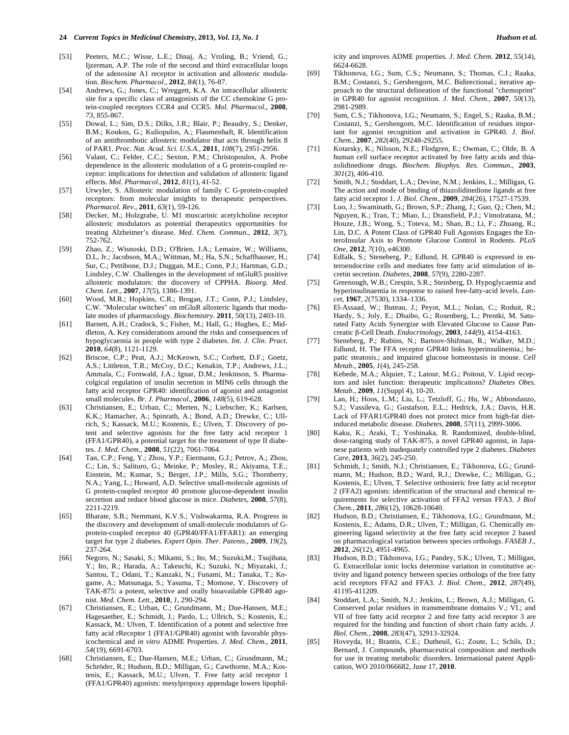[53] Peeters, M.C.; Wisse, L.E.; Dinaj, A.; Vroling, B.; Vriend, G.; Ijzerman, A.P. The role of the second and third extracellular loops of the adenosine A1 receptor in activation and allosteric modulation. *Biochem. Pharmacol*., **2012**, *84*(1), 76-87.

[54] Andrews, G.; Jones, C.; Wreggett, K.A. An intracellular allosteric site for a specific class of antagonists of the CC chemokine G protein-coupled receptors CCR4 and CCR5. *Mol. Pharmacol*., **2008**, *73*, 855-867.

[55] Dowal, L.; Sim, D.S.; Dilks, J.R.; Blair, P.; Beaudry, S.; Denker, B.M.; Koukos, G.; Kuliopulos, A.; Flaumenhaft, R. Identification of an antithrombotic allosteric modulator that acts through helix 8 of PAR1. *Proc. Nat. Acad. Sci. U.S.A.*, **2011**, *108*(7), 2951-2956.

[56] Valant, C.; Felder, C.C.; Sexton, P.M.; Christopoulos, A. Probe dependence in the allosteric modulation of a G protein-coupled receptor: implications for detection and validation of allosteric ligand effects. *Mol. Pharmacol*., **2012**, *81*(1), 41-52.

[57] Urwyler, S. Allosteric modulation of family C G-protein-coupled receptors: from molecular insights to therapeutic perspectives. *Pharmacol. Rev*., **2011**, *63*(1), 59-126.

[58] Decker, M.; Holzgrabe, U. M1 muscarinic acetylcholine receptor allosteric modulators as potential therapeutics opportunities for treating Alzheimer's disease. *Med. Chem. Commun*., **2012**, *3*(7), 752-762.

[59] Zhao, Z.; Wisnoski, D.D.; O'Brien, J.A.; Lemaire, W.; Williams, D.L, Jr.; Jacobson, M.A.; Wittman, M.; Ha, S.N.; Schaffhauser, H.; Sur, C.; Pettibone, D.J.; Duggan, M.E.; Conn, P.J.; Hartman, G.D.; Lindsley, C.W. Challenges in the development of mGluR5 positive allosteric modulators: the discovery of CPPHA. *Bioorg. Med. Chem. Lett*., **2007**, *17*(5), 1386-1391.

[60] Wood, M.R.; Hopkins, C.R.; Brogan, J.T.; Conn, P.J.; Lindsley, C.W. "Molecular switches" on mGluR allosteric ligands that modulate modes of pharmacology. *Biochemistry*. **2011**, 50(13), 2403-10.

[61] Barnett, A.H.; Cradock, S.; Fisher, M.; Hall, G.; Hughes, E.; Middleton, A. Key considerations around the risks and consequences of hypoglycaemia in people with type 2 diabetes. *Int. J. Clin. Pract*. **2010**, *64*(8), 1121-1129.

[62] Briscoe, C.P.; Peat, A.J.; McKeown, S.C.; Corbett, D.F.; Goetz, A.S.; Littleton, T.R.; McCoy, D.C.; Kenakin, T.P.; Andrews, J.L.; Ammala, C.; Fornwald, J.A.; Ignar, D.M.; Jenkinson, S. Pharmacolgical regulation of insulin secretion in MIN6 cells through the fatty acid receptor GPR40: identification of agonist and antagonist small molecules. *Br. J. Pharmacol*., **2006**, *148*(5), 619-628.

[63] Christiansen, E.; Urban, C.; Merten, N.; Liebscher, K.; Karlsen, K.K.; Hamacher, A.; Spinrath, A.; Bond, A.D.; Drewke, C.; Ullrich, S.; Kassack, M.U.; Kostenis, E.; Ulven, T. Discovery of potent and selective agonists for the free fatty acid receptor 1 (FFA1/GPR40), a potential target for the treatment of type II diabetes. *J. Med. Chem*., **2008**, *51*(22), 7061-7064.

[64] Tan, C.P.; Feng, Y.; Zhou, Y.P.; Eiermann, G.J.; Petrov, A.; Zhou, C.; Lin, S.; Salituro, G.; Meinke, P.; Mosley, R.; Akiyama, T.E.; Einstein, M.; Kumar, S.; Berger, J.P.; Mills, S.G.; Thornberry, N.A.; Yang, L.; Howard, A.D. Selective small-molecule agonists of G protein-coupled receptor 40 promote glucose-dependent insulin secretion and reduce blood glucose in mice. *Diabetes*, **2008**, *57*(8), 2211-2219.

[65] Bharate, S.B.; Nemmani, K.V.S.; Vishwakarma, R.A. Progress in the discovery and development of small-molecule modulators of G-protein-coupled receptor 40 (GPR40/FFA1/FFAR1): an emerging target for type 2 diabetes. *Expert Opin. Ther. Patents*., **2009**, *19*(2), 237-264.

[66] Negoro, N.; Sasaki, S.; Mikami, S.; Ito, M.; Suzuki,M.; Tsujihata, Y.; Ito, R.; Harada, A.; Takeuchi, K.; Suzuki, N.; Miyazaki, J.; Santou, T.; Odani, T.; Kanzaki, N.; Funami, M.; Tanaka, T.; Kogame, A.; Matsunaga, S.; Yasuma, T.; Momose, Y. Discovery of TAK-875: a potent, selective and orally bioavailable GPR40 agonist. *Med. Chem. Lett.*, **2010**, *1*, 290-294.

[67] Christiansen, E.; Urban, C.; Grundmann, M.; Due-Hansen, M.E.; Hagesaether, E.; Schmidt, J.; Pardo, L.; Ullrich, S.; Kostenis, E.; Kassack, M.: Ulven, T. Identification of a potent and selective free fatty acid rReceptor 1 (FFA1/GPR40) agonist with favorable physicochemical and *in vitro* ADME Properties. *J. Med. Chem*., **2011**, *54*(19), 6691-6703.

[68] Christiansen, E.; Due-Hansen, M.E.; Urban, C.; Grundmann, M.; Schröder, R.; Hudson, B.D.; Milligan, G.; Cawthorne, M.A.; Kostenis, E.; Kassack, M.U.; Ulven, T. Free fatty acid receptor 1 (FFA1/GPR40) agonists: mesylpropoxy appendage lowers lipophilicity and improves ADME properties. *J. Med. Chem.* **2012**, *55*(14), 6624-6628.

[69] Tikhonova, I.G.; Sum, C.S.; Neumann, S.; Thomas, C.J.; Raaka, B.M.; Costanzi, S.; Gershengorn, M.C. Bidirectional.; iterative approach to the structural delineation of the functional "chemoprint" in GPR40 for agonist recognition. *J. Med. Chem*., **2007**, *50*(13), 2981-2989.

[70] Sum, C.S.; Tikhonova, I.G.; Neumann, S.; Engel, S.; Raaka, B.M.; Costanzi, S.; Gershengorn, M.C. Identification of residues important for agonist recognition and activation in GPR40. *J. Biol. Chem*., **2007**, *282*(40), 29248-29255.

[71] Kotarsky, K.; Nilsson, N.E.; Flodgren, E.; Owman, C.; Olde, B. A human cell surface receptor activated by free fatty acids and thiazolidinedione drugs. *Biochem. Biophys. Res. Commun*., **2003**, *301*(2), 406-410.

[72] Smith, N.J.; Stoddart, L.A.; Devine, N.M.; Jenkins, L.; Milligan, G. The action and mode of binding of thiazolidinedione ligands at free fatty acid receptor 1. *J. Biol. Chem*., **2009**, *284*(26), 17527-17539.

[73] Luo, J.; Swaminath, G.; Brown, S.P.; Zhang, J.; Guo, Q.; Chen, M.; Nguyen, K.; Tran, T.; Miao, L.; Dransfield, P.J.; Vimolratana, M.; Houze, J.B.; Wong, S.; Toteva, M.; Shan, B.; Li, F.; Zhuang, R.; Lin, D.C. A Potent Class of GPR40 Full Agonists Engages the EnteroInsular Axis to Promote Glucose Control in Rodents. *PLoS One*, **2012**, *7*(10), e46300.

[74] Edfalk, S.; Steneberg, P.; Edlund, H. GPR40 is expressed in enteroendocrine cells and mediates free fatty acid stimulation of incretin secretion. *Diabetes*, **2008**, *57*(9), 2280-2287.

[75] Greenough, W.B.; Crespin, S.R.; Steinberg, D. Hypoglycaemia and hyperinsulinaemia in response to raised free-fatty-acid levels. *Lancet*, **1967**, *2*(7530), 1334–1336.

[76] El-Assaad, W.; Buteau, J.; Peyot, M.L.; Nolan, C.; Roduit, R.; Hardy, S.; Joly, E.; Dbaibo, G.; Rosenberg, L.; Prentki, M. Saturated Fatty Acids Synergize with Elevated Glucose to Cause Pancreatic β-Cell Death. *Endocrinology*, **2003**, *144*(9), 4154-4163.

[77] Steneberg, P.; Rubins, N.; Bartoov-Shifman, R.; Walker, M.D.; Edlund, H. The FFA receptor GPR40 links hyperinsulinemia.; hepatic steatosis.; and impaired glucose homeostasis in mouse. *Cell Metab*., **2005**, *1*(4), 245-258.

[78] Kebede, M.A.; Alquier, T.; Latour, M.G.; Poitout, V. Lipid receptors and islet function: therapeutic implicaitons? *Diabetes Obes. Metab*., **2009**, *11*(Suppl 4), 10-20.

[79] Lan, H.; Hoos, L.M.; Liu, L.; Tetzloff, G.; Hu, W.; Abbondanzo, S.J.; Vassileva, G.; Gustafson, E.L.; Hedrick, J.A.; Davis, H.R. Lack of FFAR1/GPR40 does not protect mice from high-fat diet-induced metabolic disease. *Diabetes*, **2008**, *57*(11), 2999-3006.

[80] Kaku, K.; Araki, T.; Yoshinaka, R. Randomized, double-blind, dose-ranging study of TAK-875, a novel GPR40 agonist, in Japanese patients with inadequately controlled type 2 diabetes. *Diabetes Care*, **2013**, *36*(2), 245-250.

[81] Schmidt, J.; Smith, N.J.; Christiansen, E.; Tikhonova, I.G.; Grundmann, M.; Hudson, B.D.; Ward, R.J.; Drewke, C.; Milligan, G.; Kostenis, E.; Ulven, T. Selective orthosteric free fatty acid receptor 2 (FFA2) agonists: identification of the structural and chemical requirements for selective activation of FFA2 versus FFA3. *J Biol Chem.*, **2011**, *286*(12), 10628-10640.

[82] Hudson, B.D.; Christiansen, E.; Tikhonova, I.G.; Grundmann, M.; Kostenis, E.; Adams, D.R.; Ulven, T.; Milligan, G. Chemically engineering ligand selectivity at the free fatty acid receptor 2 based on pharmacological variation between species orthologs. *FASEB J*., **2012**, *26*(12), 4951-4965.

[83] Hudson, B.D.; Tikhonova, I.G.; Pandey, S.K.; Ulven, T.; Milligan, G. Extracellular ionic locks determine variation in constitutive activity and ligand potency between species orthologs of the free fatty acid receptors FFA2 and FFA3. *J. Biol. Chem*., **2012**, *287*(49), 41195-411209.

[84] Stoddart, L.A.; Smith, N.J.; Jenkins, L.; Brown, A.J.; Milligan, G. Conserved polar residues in transmembrane domains V.; VI.; and VII of free fatty acid receptor 2 and free fatty acid receptor 3 are required for the binding and function of short chain fatty acids. *J. Biol. Chem.*, **2008**, *283*(47), 32913-32924.

[85] Hoveyda, H.; Brantis, C.E.; Dutheuil, G.; Zoute, L.; Schils, D.; Bernard, J. Compounds, pharmaceutical composition and methods for use in treating metabolic disorders. International patent Application, WO 2010/066682, June 17, **2010**.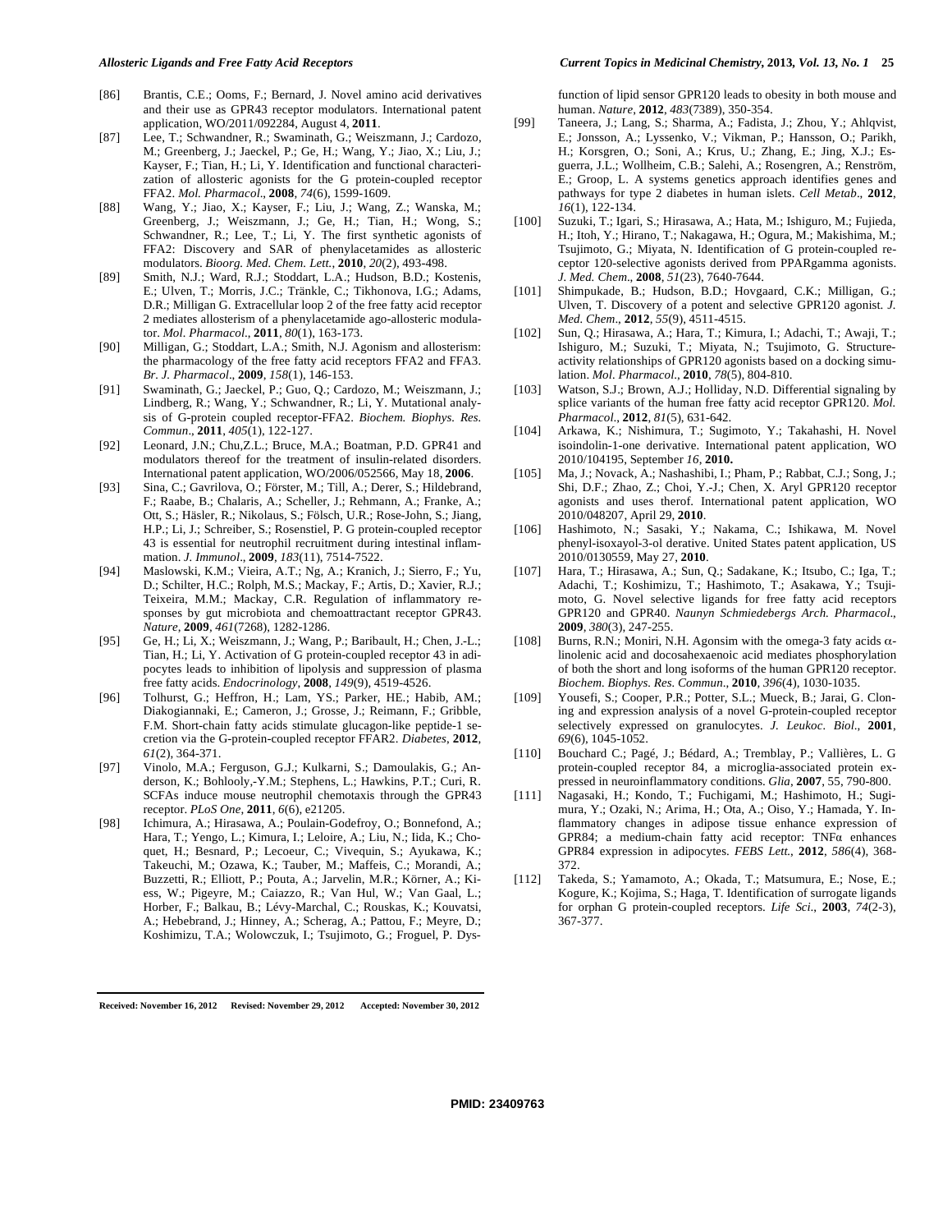[86] Brantis, C.E.; Ooms, F.; Bernard, J. Novel amino acid derivatives and their use as GPR43 receptor modulators. International patent application, WO/2011/092284, August 4, **2011**.

[87] Lee, T.; Schwandner, R.; Swaminath, G.; Weiszmann, J.; Cardozo, M.; Greenberg, J.; Jaeckel, P.; Ge, H.; Wang, Y.; Jiao, X.; Liu, J.; Kayser, F.; Tian, H.; Li, Y. Identification and functional characterization of allosteric agonists for the G protein-coupled receptor FFA2. *Mol. Pharmacol*., **2008**, *74*(6), 1599-1609.

[88] Wang, Y.; Jiao, X.; Kayser, F.; Liu, J.; Wang, Z.; Wanska, M.; Greenberg, J.; Weiszmann, J.; Ge, H.; Tian, H.; Wong, S.; Schwandner, R.; Lee, T.; Li, Y. The first synthetic agonists of FFA2: Discovery and SAR of phenylacetamides as allosteric modulators. *Bioorg. Med. Chem. Lett.*, **2010**, *20*(2), 493-498.

[89] Smith, N.J.; Ward, R.J.; Stoddart, L.A.; Hudson, B.D.; Kostenis, E.; Ulven, T.; Morris, J.C.; Tränkle, C.; Tikhonova, I.G.; Adams, D.R.; Milligan G. Extracellular loop 2 of the free fatty acid receptor 2 mediates allosterism of a phenylacetamide ago-allosteric modulator. *Mol. Pharmacol*., **2011**, *80*(1), 163-173.

[90] Milligan, G.; Stoddart, L.A.; Smith, N.J. Agonism and allosterism: the pharmacology of the free fatty acid receptors FFA2 and FFA3. *Br. J. Pharmacol*., **2009**, *158*(1), 146-153.

[91] Swaminath, G.; Jaeckel, P.; Guo, Q.; Cardozo, M.; Weiszmann, J.; Lindberg, R.; Wang, Y.; Schwandner, R.; Li, Y. Mutational analysis of G-protein coupled receptor-FFA2. *Biochem. Biophys. Res. Commun*., **2011**, *405*(1), 122-127.

[92] Leonard, J.N.; Chu,Z.L.; Bruce, M.A.; Boatman, P.D. GPR41 and modulators thereof for the treatment of insulin-related disorders. International patent application, WO/2006/052566, May 18, **2006**.

[93] Sina, C.; Gavrilova, O.; Förster, M.; Till, A.; Derer, S.; Hildebrand, F.; Raabe, B.; Chalaris, A.; Scheller, J.; Rehmann, A.; Franke, A.; Ott, S.; Häsler, R.; Nikolaus, S.; Fölsch, U.R.; Rose-John, S.; Jiang, H.P.; Li, J.; Schreiber, S.; Rosenstiel, P. G protein-coupled receptor 43 is essential for neutrophil recruitment during intestinal inflammation. *J. Immunol*., **2009**, *183*(11), 7514-7522.

[94] Maslowski, K.M.; Vieira, A.T.; Ng, A.; Kranich, J.; Sierro, F.; Yu, D.; Schilter, H.C.; Rolph, M.S.; Mackay, F.; Artis, D.; Xavier, R.J.; Teixeira, M.M.; Mackay, C.R. Regulation of inflammatory responses by gut microbiota and chemoattractant receptor GPR43. *Nature*, **2009**, *461*(7268), 1282-1286.

[95] Ge, H.; Li, X.; Weiszmann, J.; Wang, P.; Baribault, H.; Chen, J.-L.; Tian, H.; Li, Y. Activation of G protein-coupled receptor 43 in adipocytes leads to inhibition of lipolysis and suppression of plasma free fatty acids. *Endocrinology*, **2008**, *149*(9), 4519-4526.

[96] Tolhurst, G.; Heffron, H.; Lam, YS.; Parker, HE.; Habib, AM.; Diakogiannaki, E.; Cameron, J.; Grosse, J.; Reimann, F.; Gribble, F.M. Short-chain fatty acids stimulate glucagon-like peptide-1 secretion via the G-protein-coupled receptor FFAR2. *Diabetes*, **2012**, *61*(2), 364-371.

[97] Vinolo, M.A.; Ferguson, G.J.; Kulkarni, S.; Damoulakis, G.; Anderson, K.; Bohlooly,-Y.M.; Stephens, L.; Hawkins, P.T.; Curi, R. SCFAs induce mouse neutrophil chemotaxis through the GPR43 receptor. *PLoS One*, **2011**, *6*(6), e21205.

[98] Ichimura, A.; Hirasawa, A.; Poulain-Godefroy, O.; Bonnefond, A.; Hara, T.; Yengo, L.; Kimura, I.; Leloire, A.; Liu, N.; Iida, K.; Choquet, H.; Besnard, P.; Lecoeur, C.; Vivequin, S.; Ayukawa, K.; Takeuchi, M.; Ozawa, K.; Tauber, M.; Maffeis, C.; Morandi, A.; Buzzetti, R.; Elliott, P.; Pouta, A.; Jarvelin, M.R.; Körner, A.; Kiess, W.; Pigeyre, M.; Caiazzo, R.; Van Hul, W.; Van Gaal, L.; Horber, F.; Balkau, B.; Lévy-Marchal, C.; Rouskas, K.; Kouvatsi, A.; Hebebrand, J.; Hinney, A.; Scherag, A.; Pattou, F.; Meyre, D.; Koshimizu, T.A.; Wolowczuk, I.; Tsujimoto, G.; Froguel, P. Dysfunction of lipid sensor GPR120 leads to obesity in both mouse and human. *Nature*, **2012**, *483*(7389), 350-354.

[99] Taneera, J.; Lang, S.; Sharma, A.; Fadista, J.; Zhou, Y.; Ahlqvist, E.; Jonsson, A.; Lyssenko, V.; Vikman, P.; Hansson, O.; Parikh, H.; Korsgren, O.; Soni, A.; Krus, U.; Zhang, E.; Jing, X.J.; Esguerra, J.L.; Wollheim, C.B.; Salehi, A.; Rosengren, A.; Renström, E.; Groop, L. A systems genetics approach identifies genes and pathways for type 2 diabetes in human islets. *Cell Metab*., **2012**, *16*(1), 122-134.

[100] Suzuki, T.; Igari, S.; Hirasawa, A.; Hata, M.; Ishiguro, M.; Fujieda, H.; Itoh, Y.; Hirano, T.; Nakagawa, H.; Ogura, M.; Makishima, M.; Tsujimoto, G.; Miyata, N. Identification of G protein-coupled receptor 120-selective agonists derived from PPARgamma agonists. *J. Med. Chem*., **2008**, *51*(23), 7640-7644.

[101] Shimpukade, B.; Hudson, B.D.; Hovgaard, C.K.; Milligan, G.; Ulven, T. Discovery of a potent and selective GPR120 agonist. *J. Med. Chem*., **2012**, *55*(9), 4511-4515.

[102] Sun, Q.; Hirasawa, A.; Hara, T.; Kimura, I.; Adachi, T.; Awaji, T.; Ishiguro, M.; Suzuki, T.; Miyata, N.; Tsujimoto, G. Structure-activity relationships of GPR120 agonists based on a docking simulation. *Mol. Pharmacol*., **2010**, *78*(5), 804-810.

[103] Watson, S.J.; Brown, A.J.; Holliday, N.D. Differential signaling by splice variants of the human free fatty acid receptor GPR120. *Mol. Pharmacol*., **2012**, *81*(5), 631-642.

[104] Arkawa, K.; Nishimura, T.; Sugimoto, Y.; Takahashi, H. Novel isoindolin-1-one derivative. International patent application, WO 2010/104195, September *16*, **2010.**

[105] Ma, J.; Novack, A.; Nashashibi, I.; Pham, P.; Rabbat, C.J.; Song, J.; Shi, D.F.; Zhao, Z.; Choi, Y.-J.; Chen, X. Aryl GPR120 receptor agonists and uses therof. International patent application, WO 2010/048207, April 29, **2010**.

[106] Hashimoto, N.; Sasaki, Y.; Nakama, C.; Ishikawa, M. Novel phenyl-isoxayol-3-ol derative. United States patent application, US 2010/0130559, May 27, **2010**.

[107] Hara, T.; Hirasawa, A.; Sun, Q.; Sadakane, K.; Itsubo, C.; Iga, T.; Adachi, T.; Koshimizu, T.; Hashimoto, T.; Asakawa, Y.; Tsujimoto, G. Novel selective ligands for free fatty acid receptors GPR120 and GPR40. *Naunyn Schmiedebergs Arch. Pharmacol*., **2009**, *380*(3), 247-255.

[108] Burns, R.N.; Moniri, N.H. Agonsim with the omega-3 faty acids $\alpha$-linolenic acid and docosahexaenoic acid mediates phosphorylation of both the short and long isoforms of the human GPR120 receptor. *Biochem. Biophys. Res. Commun*., **2010**, *396*(4), 1030-1035.

[109] Yousefi, S.; Cooper, P.R.; Potter, S.L.; Mueck, B.; Jarai, G. Cloning and expression analysis of a novel G-protein-coupled receptor selectively expressed on granulocytes. *J. Leukoc. Biol*., **2001**, *69*(6), 1045-1052.

[110] Bouchard C.; Pagé, J.; Bédard, A.; Tremblay, P.; Vallières, L. G protein-coupled receptor 84, a microglia-associated protein expressed in neuroinflammatory conditions. *Glia*, **2007**, 55, 790-800.

[111] Nagasaki, H.; Kondo, T.; Fuchigami, M.; Hashimoto, H.; Sugimura, Y.; Ozaki, N.; Arima, H.; Ota, A.; Oiso, Y.; Hamada, Y. Inflammatory changes in adipose tissue enhance expression of GPR84; a medium-chain fatty acid receptor: TNF$\alpha$ enhances GPR84 expression in adipocytes. *FEBS Lett.*, **2012**, *586*(4), 368-372.

[112] Takeda, S.; Yamamoto, A.; Okada, T.; Matsumura, E.; Nose, E.; Kogure, K.; Kojima, S.; Haga, T. Identification of surrogate ligands for orphan G protein-coupled receptors. *Life Sci*., **2003**, *74*(2-3), 367-377.

**Received: November 16, 2012 Revised: November 29, 2012 Accepted: November 30, 2012**

**PMID: 23409763**